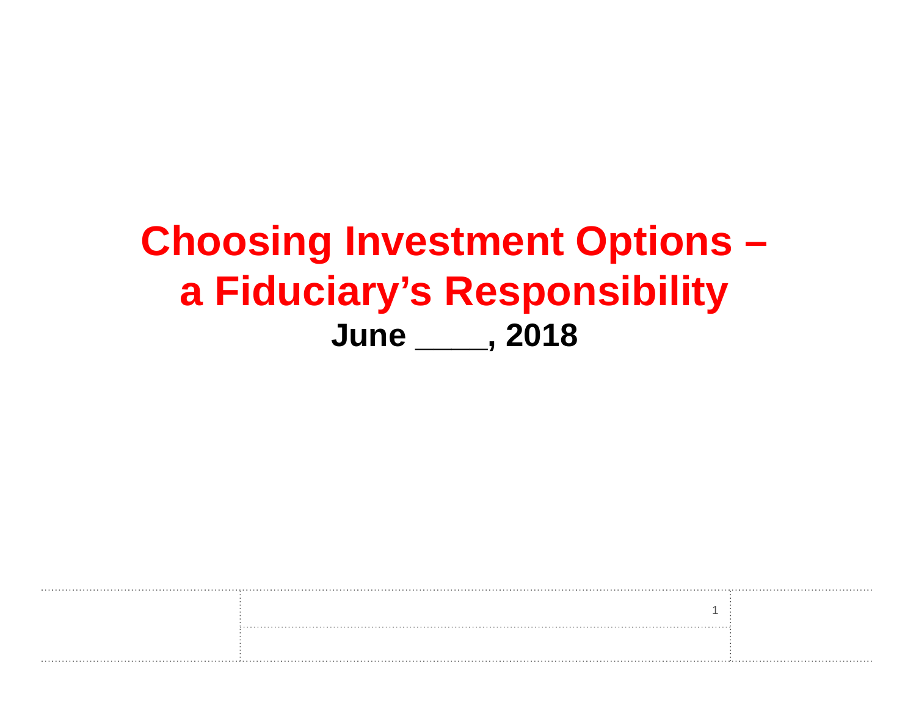# Choosing Investment Options – a Fiduciary's Responsibility

**June ____, 2018**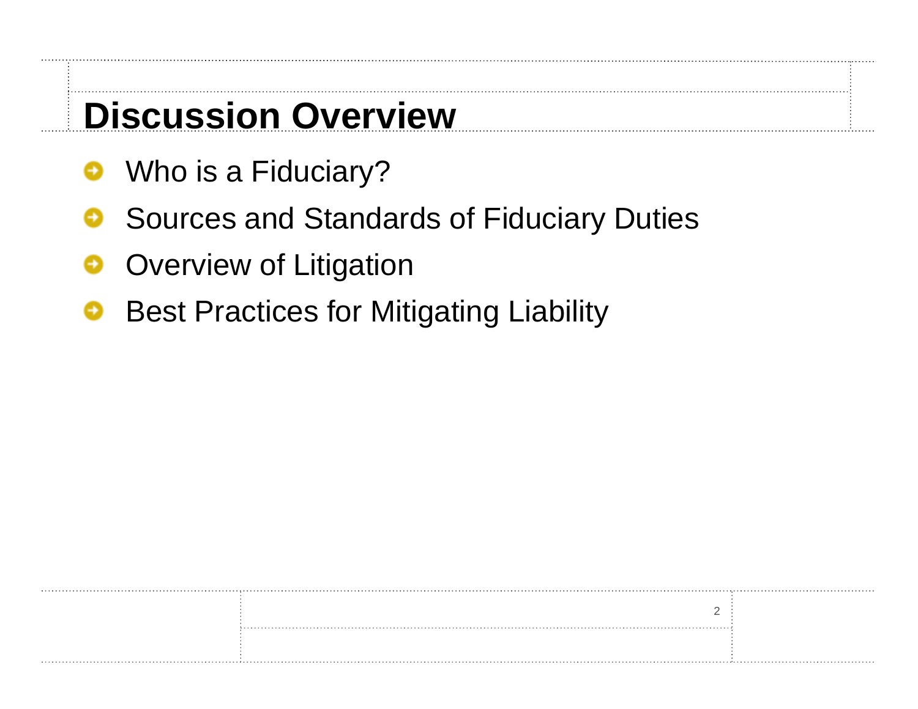# Discussion Overview

- Who is a Fiduciary?
- Sources and Standards of Fiduciary Duties
- Overview of Litigation
- Best Practices for Mitigating Liability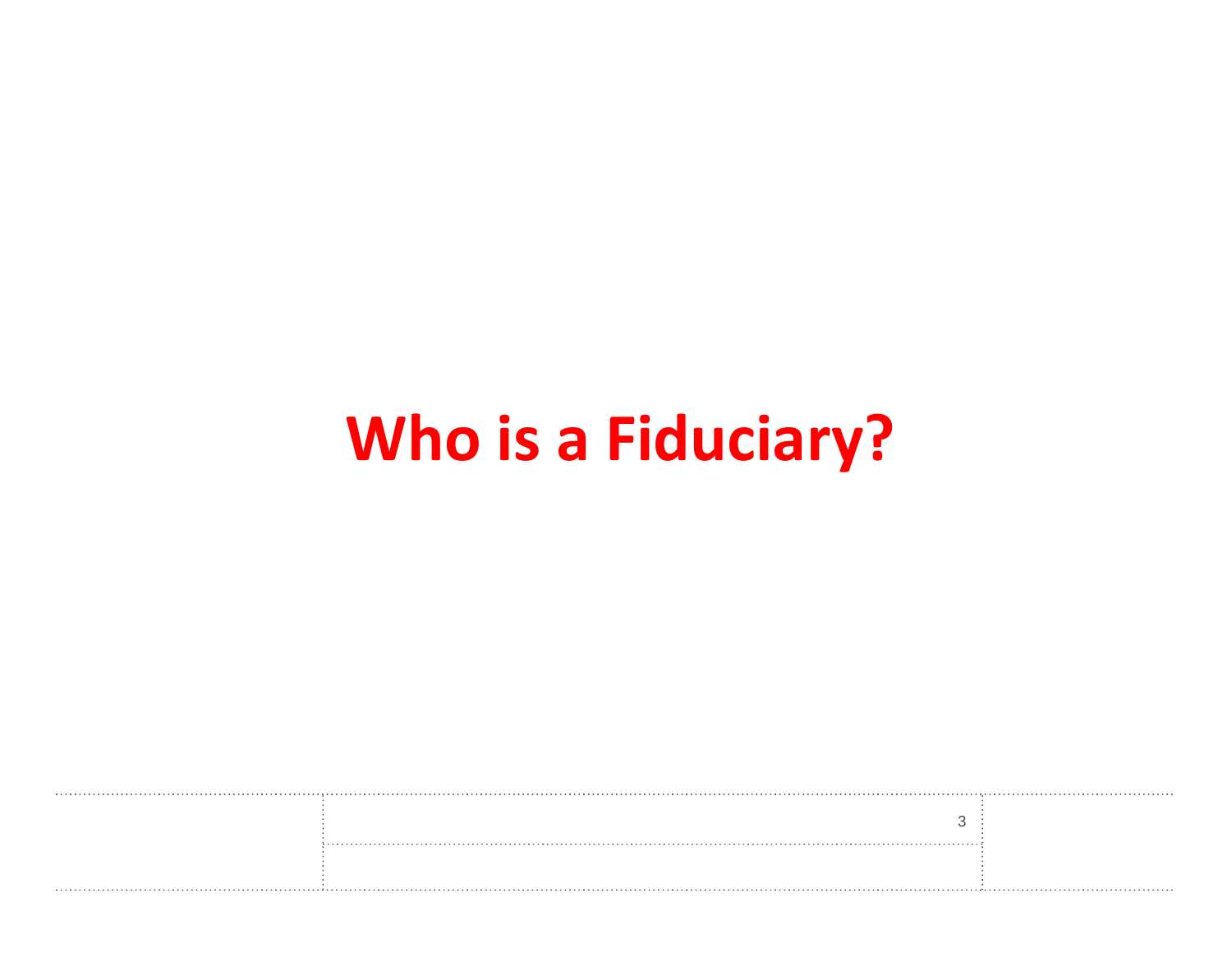# Who is a Fiduciary?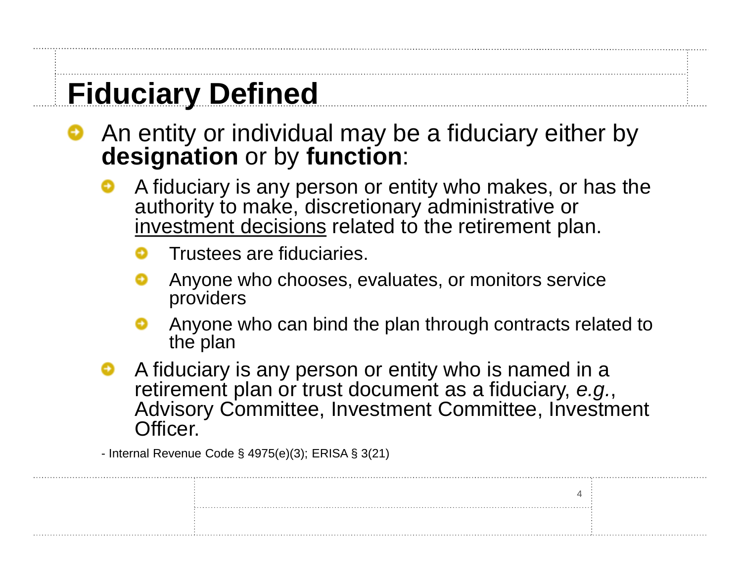# Fiduciary Defined

- An entity or individual may be a fiduciary either by **designation** or by **function**:
  - A fiduciary is any person or entity who makes, or has the authority to make, discretionary administrative or <u>investment decisions</u> related to the retirement plan.
    - Trustees are fiduciaries.
    - Anyone who chooses, evaluates, or monitors service providers
    - Anyone who can bind the plan through contracts related to the plan
  - A fiduciary is any person or entity who is named in a retirement plan or trust document as a fiduciary, *e.g.*, Advisory Committee, Investment Committee, Investment Officer.

- Internal Revenue Code § 4975(e)(3); ERISA § 3(21)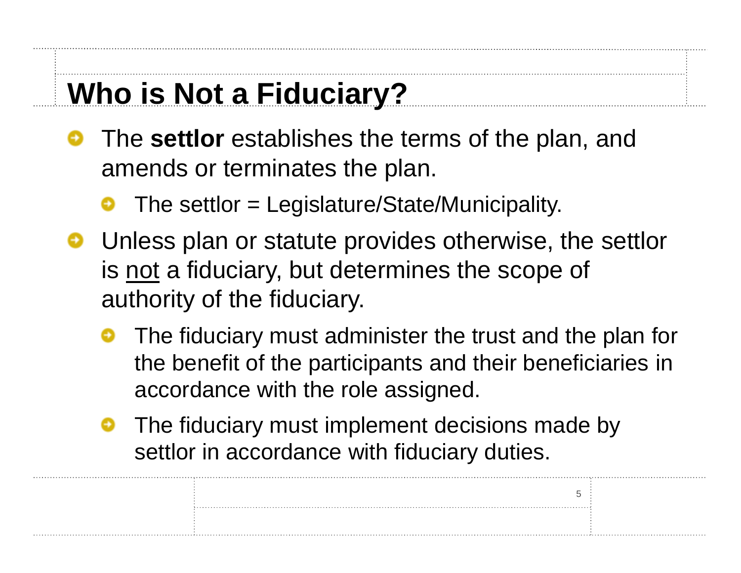# Who is Not a Fiduciary?

- The **settlor** establishes the terms of the plan, and amends or terminates the plan.
  - The settlor = Legislature/State/Municipality.
- Unless plan or statute provides otherwise, the settlor is <u>not</u> a fiduciary, but determines the scope of authority of the fiduciary.
  - The fiduciary must administer the trust and the plan for the benefit of the participants and their beneficiaries in accordance with the role assigned.
  - The fiduciary must implement decisions made by settlor in accordance with fiduciary duties.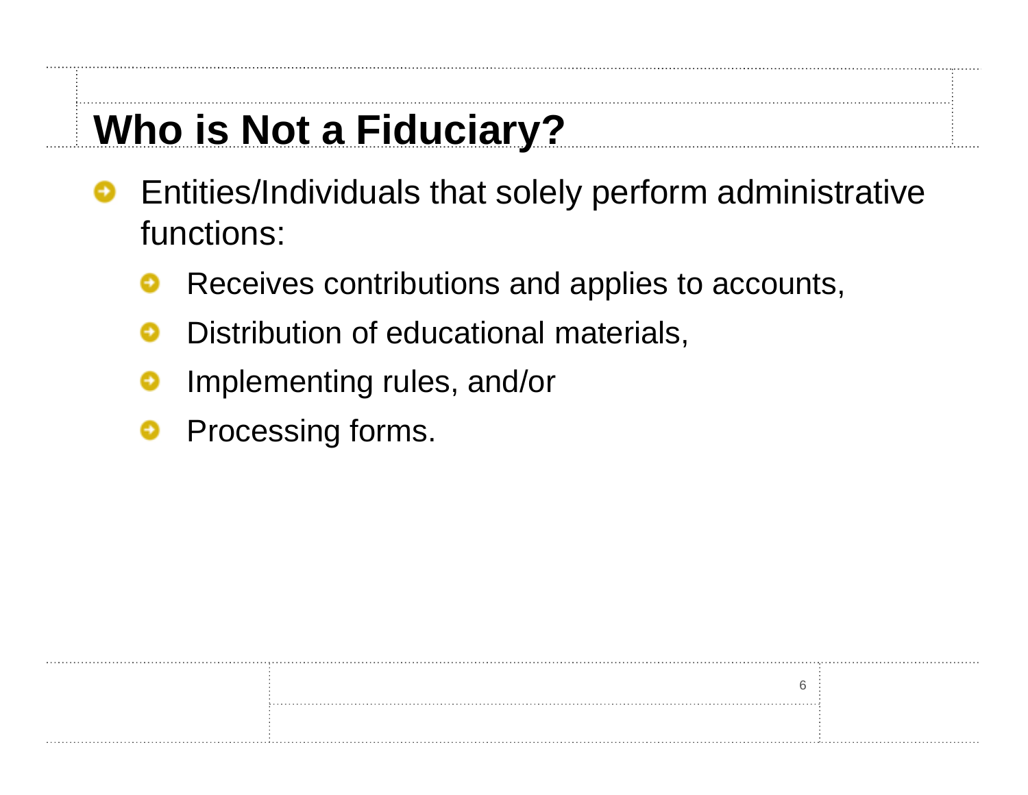# Who is Not a Fiduciary?

- Entities/Individuals that solely perform administrative functions:
  - Receives contributions and applies to accounts,
  - Distribution of educational materials,
  - Implementing rules, and/or
  - Processing forms.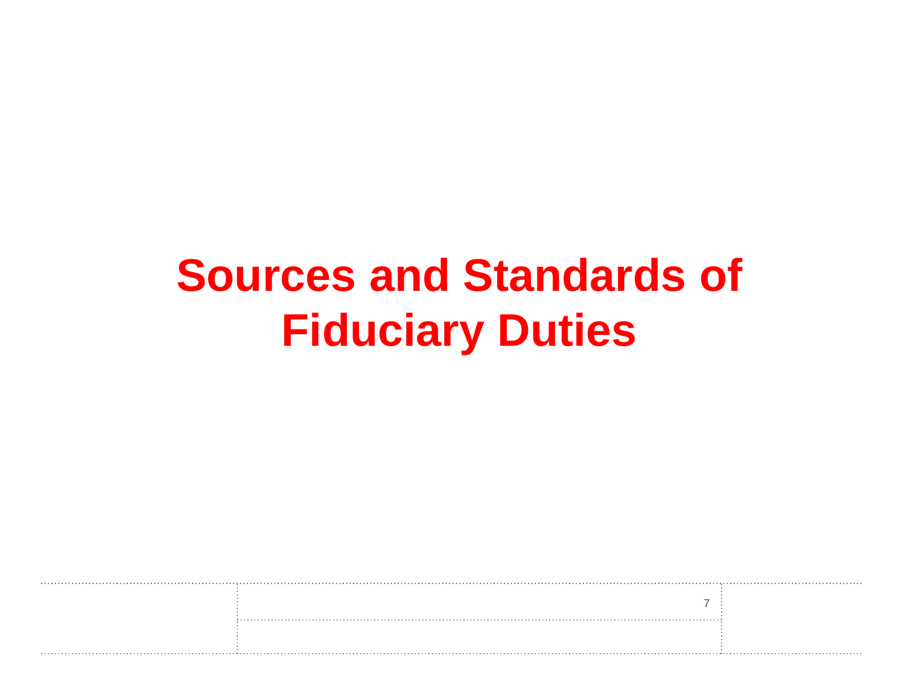# Sources and Standards of Fiduciary Duties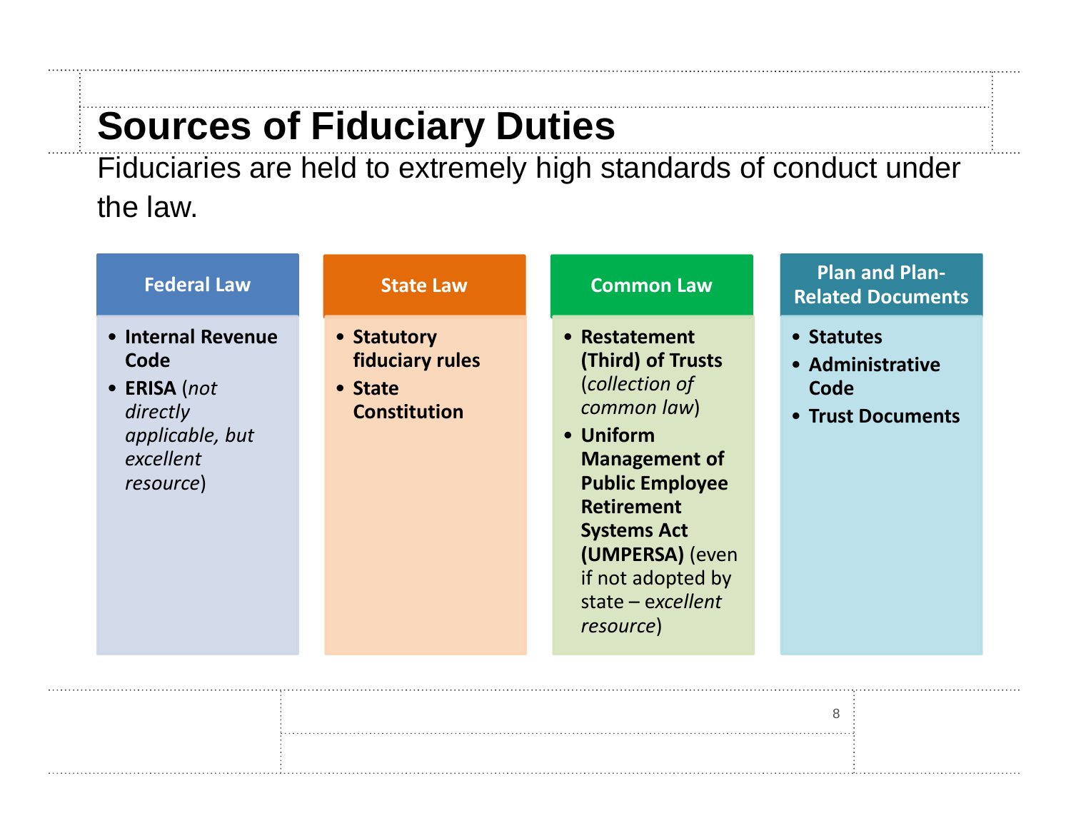# Sources of Fiduciary Duties

Fiduciaries are held to extremely high standards of conduct under the law.

### Federal Law

- **Internal Revenue Code**
- **ERISA** (*not directly applicable, but excellent resource*)

### State Law

- **Statutory fiduciary rules**
- **State Constitution**

### Common Law

- **Restatement (Third) of Trusts** (*collection of common law*)
- **Uniform Management of Public Employee Retirement Systems Act (UMPERSA)** (even if not adopted by state – *excellent resource*)

### Plan and Plan-Related Documents

- **Statutes**
- **Administrative Code**
- **Trust Documents**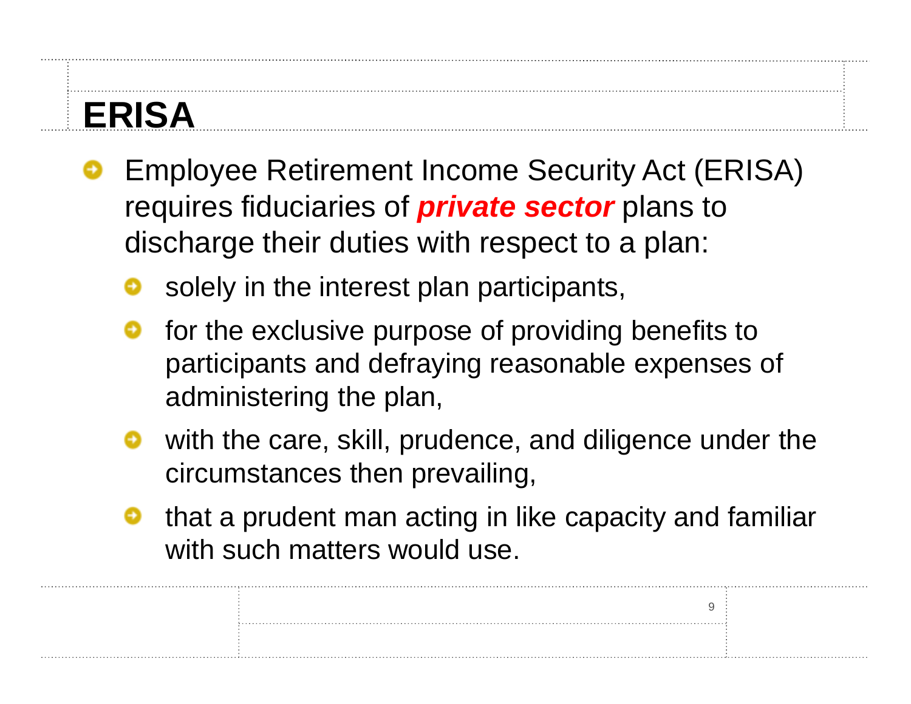# ERISA

- Employee Retirement Income Security Act (ERISA) requires fiduciaries of ***private sector*** plans to discharge their duties with respect to a plan:
  - solely in the interest plan participants,
  - for the exclusive purpose of providing benefits to participants and defraying reasonable expenses of administering the plan,
  - with the care, skill, prudence, and diligence under the circumstances then prevailing,
  - that a prudent man acting in like capacity and familiar with such matters would use.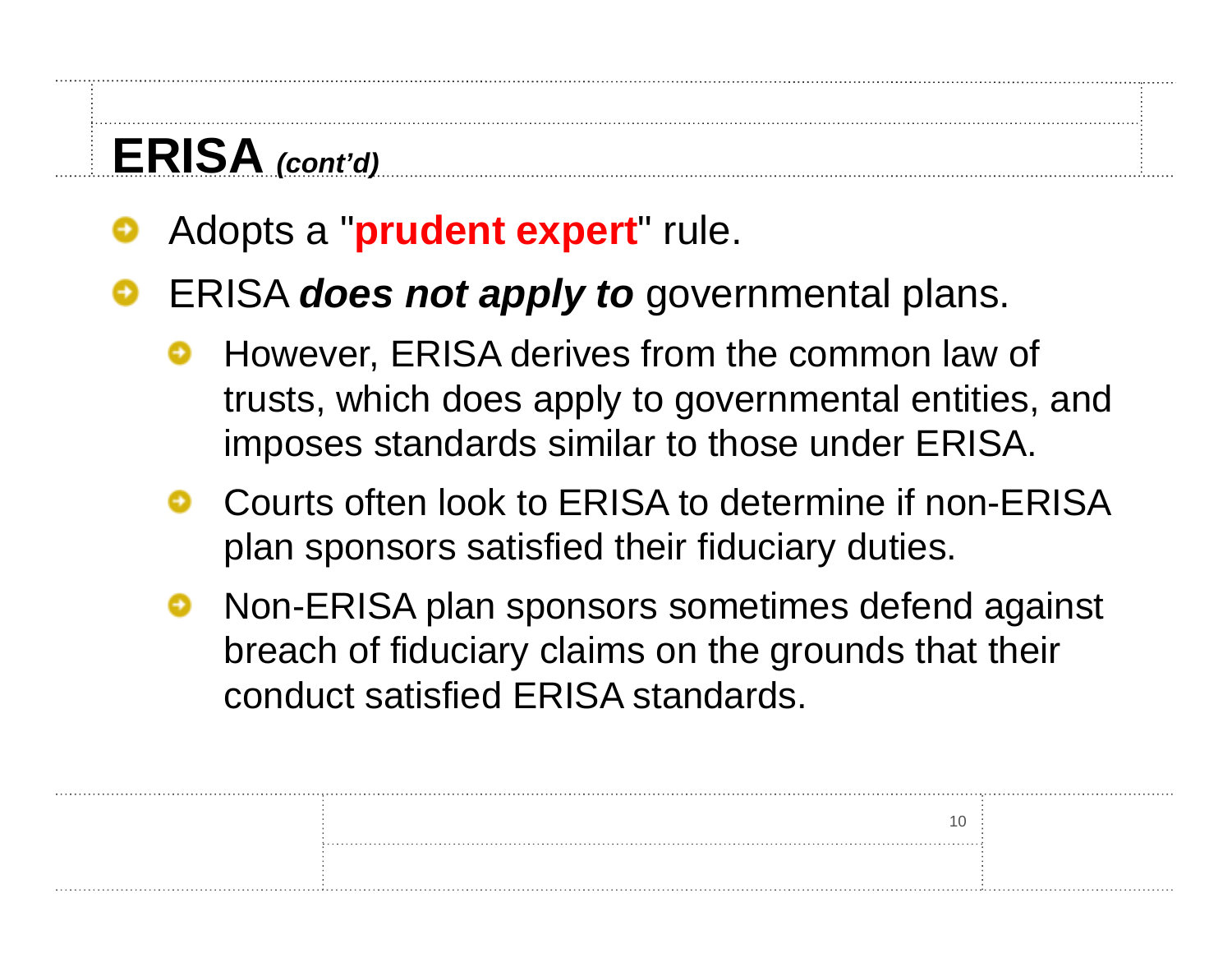# ERISA *(cont'd)*

- Adopts a "**prudent expert**" rule.
- ERISA ***does not apply to*** governmental plans.
  - However, ERISA derives from the common law of trusts, which does apply to governmental entities, and imposes standards similar to those under ERISA.
  - Courts often look to ERISA to determine if non-ERISA plan sponsors satisfied their fiduciary duties.
  - Non-ERISA plan sponsors sometimes defend against breach of fiduciary claims on the grounds that their conduct satisfied ERISA standards.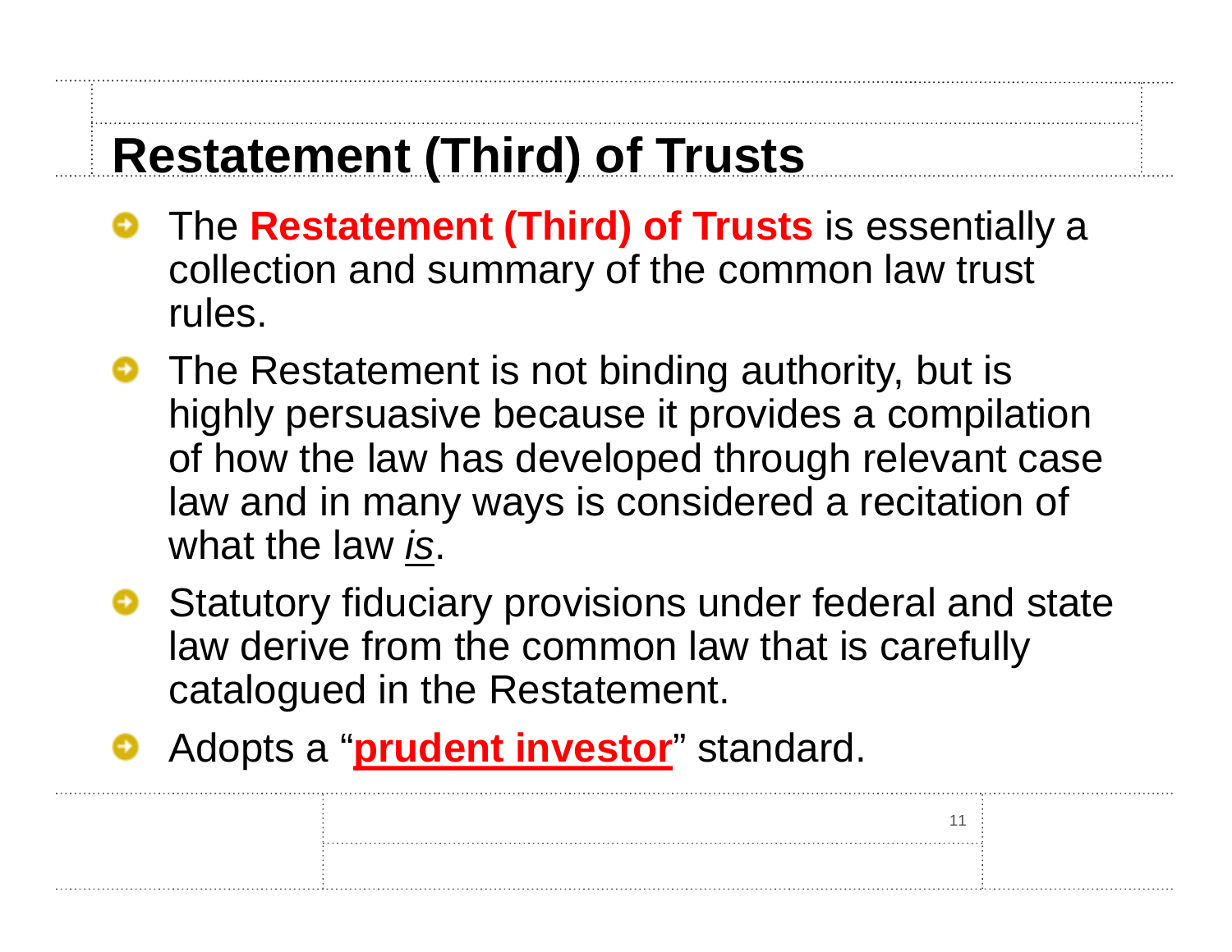# Restatement (Third) of Trusts

- The **Restatement (Third) of Trusts** is essentially a collection and summary of the common law trust rules.
- The Restatement is not binding authority, but is highly persuasive because it provides a compilation of how the law has developed through relevant case law and in many ways is considered a recitation of what the law *is*.
- Statutory fiduciary provisions under federal and state law derive from the common law that is carefully catalogued in the Restatement.
- Adopts a "**prudent investor**" standard.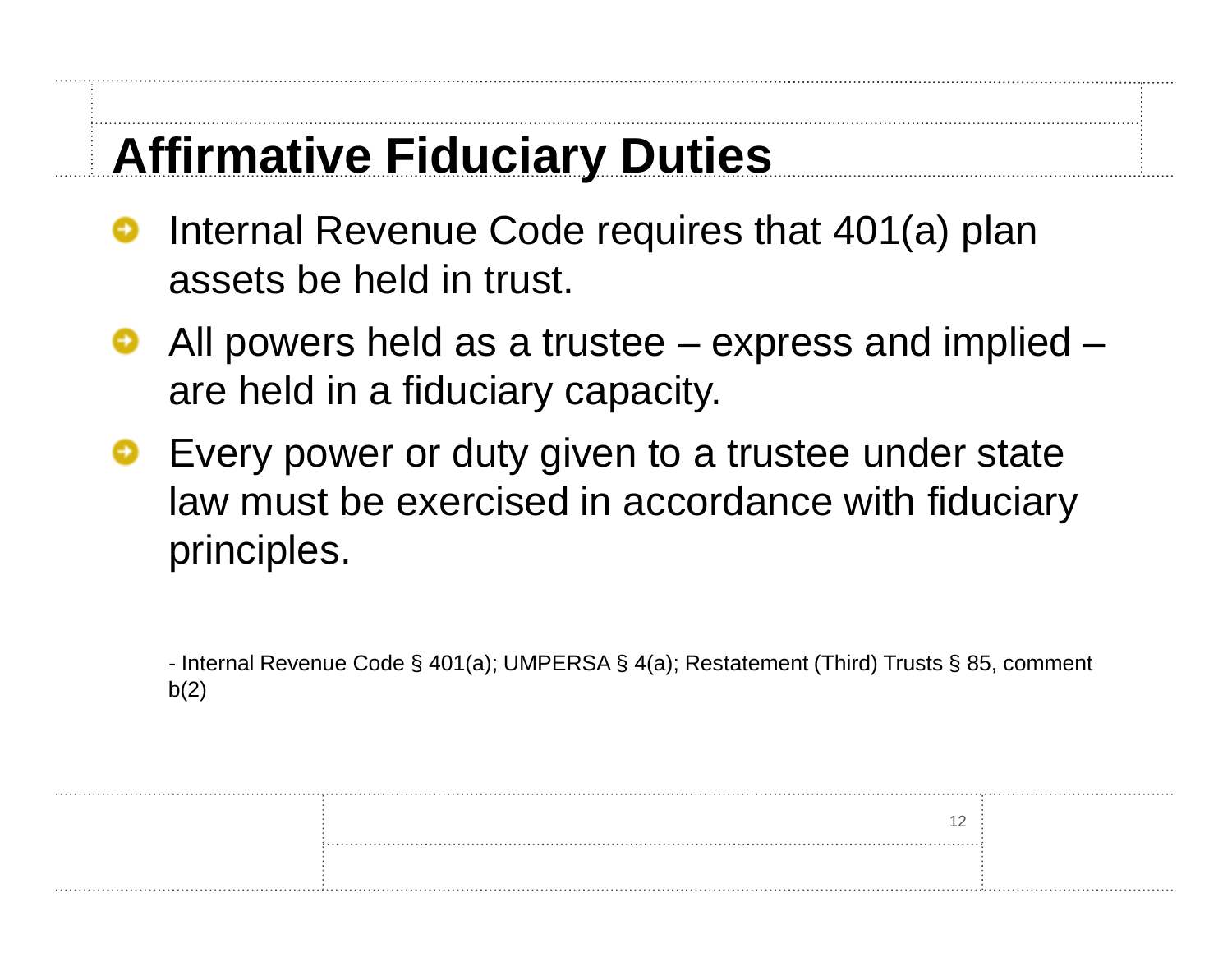# Affirmative Fiduciary Duties

- Internal Revenue Code requires that 401(a) plan assets be held in trust.
- All powers held as a trustee – express and implied – are held in a fiduciary capacity.
- Every power or duty given to a trustee under state law must be exercised in accordance with fiduciary principles.

- Internal Revenue Code § 401(a); UMPERSA § 4(a); Restatement (Third) Trusts § 85, comment b(2)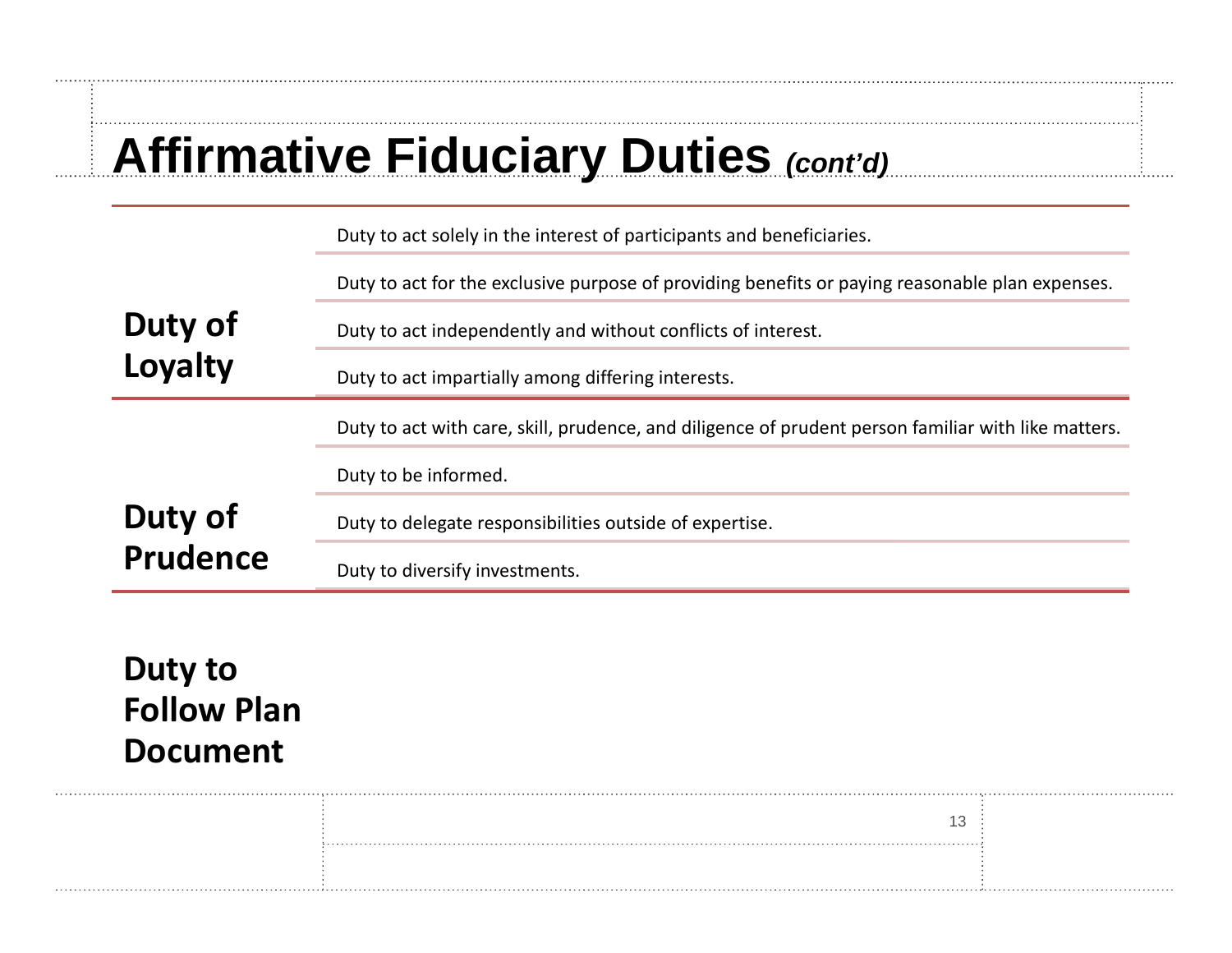# Affirmative Fiduciary Duties *(cont'd)*

| | |
|---|---|
| **Duty of Loyalty** | Duty to act solely in the interest of participants and beneficiaries. |
| | Duty to act for the exclusive purpose of providing benefits or paying reasonable plan expenses. |
| | Duty to act independently and without conflicts of interest. |
| | Duty to act impartially among differing interests. |
| **Duty of Prudence** | Duty to act with care, skill, prudence, and diligence of prudent person familiar with like matters. |
| | Duty to be informed. |
| | Duty to delegate responsibilities outside of expertise. |
| | Duty to diversify investments. |

**Duty to Follow Plan Document**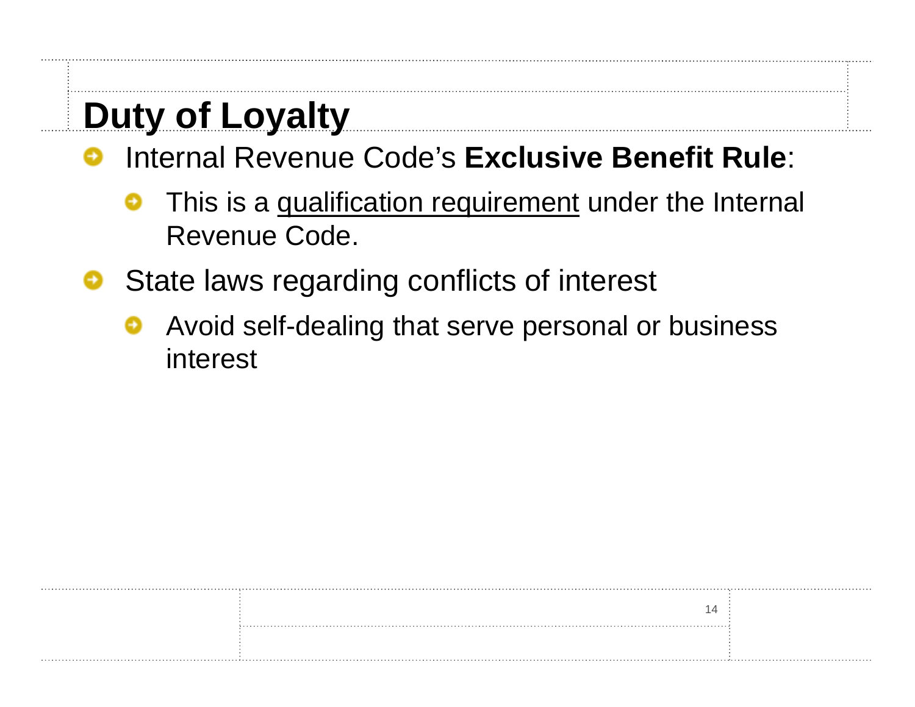# Duty of Loyalty

- Internal Revenue Code's **Exclusive Benefit Rule**:
  - This is a <u>qualification requirement</u> under the Internal Revenue Code.
- State laws regarding conflicts of interest
  - Avoid self-dealing that serve personal or business interest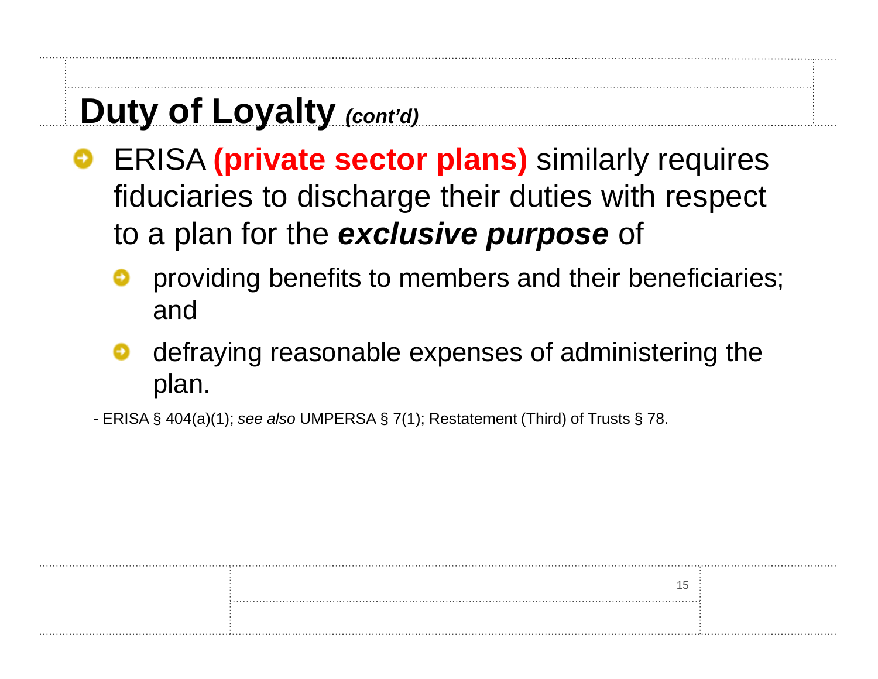# Duty of Loyalty *(cont'd)*

- ERISA **(private sector plans)** similarly requires fiduciaries to discharge their duties with respect to a plan for the ***exclusive purpose*** of
  - providing benefits to members and their beneficiaries; and
  - defraying reasonable expenses of administering the plan.

- ERISA § 404(a)(1); *see also* UMPERSA § 7(1); Restatement (Third) of Trusts § 78.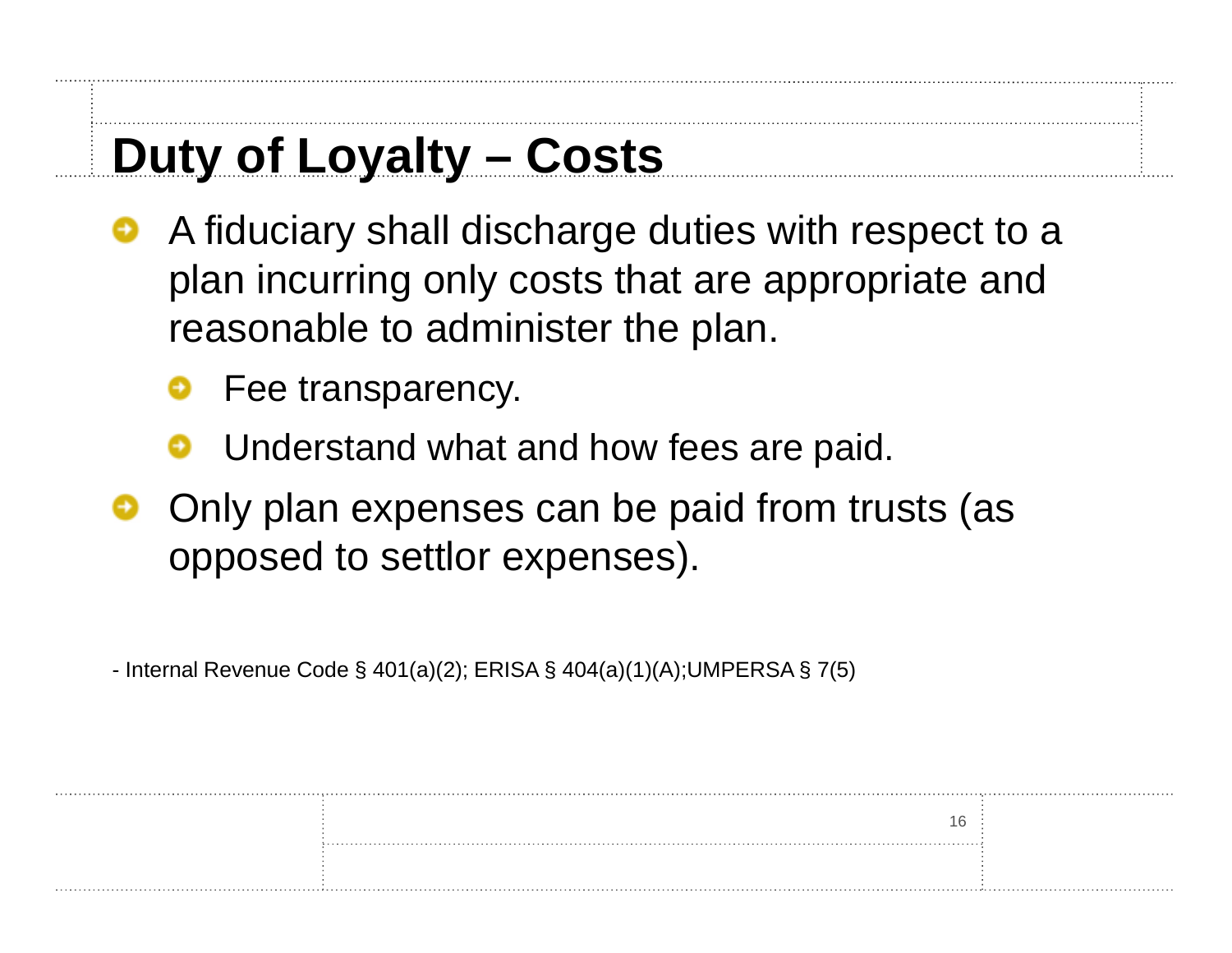# Duty of Loyalty – Costs

- A fiduciary shall discharge duties with respect to a plan incurring only costs that are appropriate and reasonable to administer the plan.
  - Fee transparency.
  - Understand what and how fees are paid.
- Only plan expenses can be paid from trusts (as opposed to settlor expenses).

- Internal Revenue Code § 401(a)(2); ERISA § 404(a)(1)(A);UMPERSA § 7(5)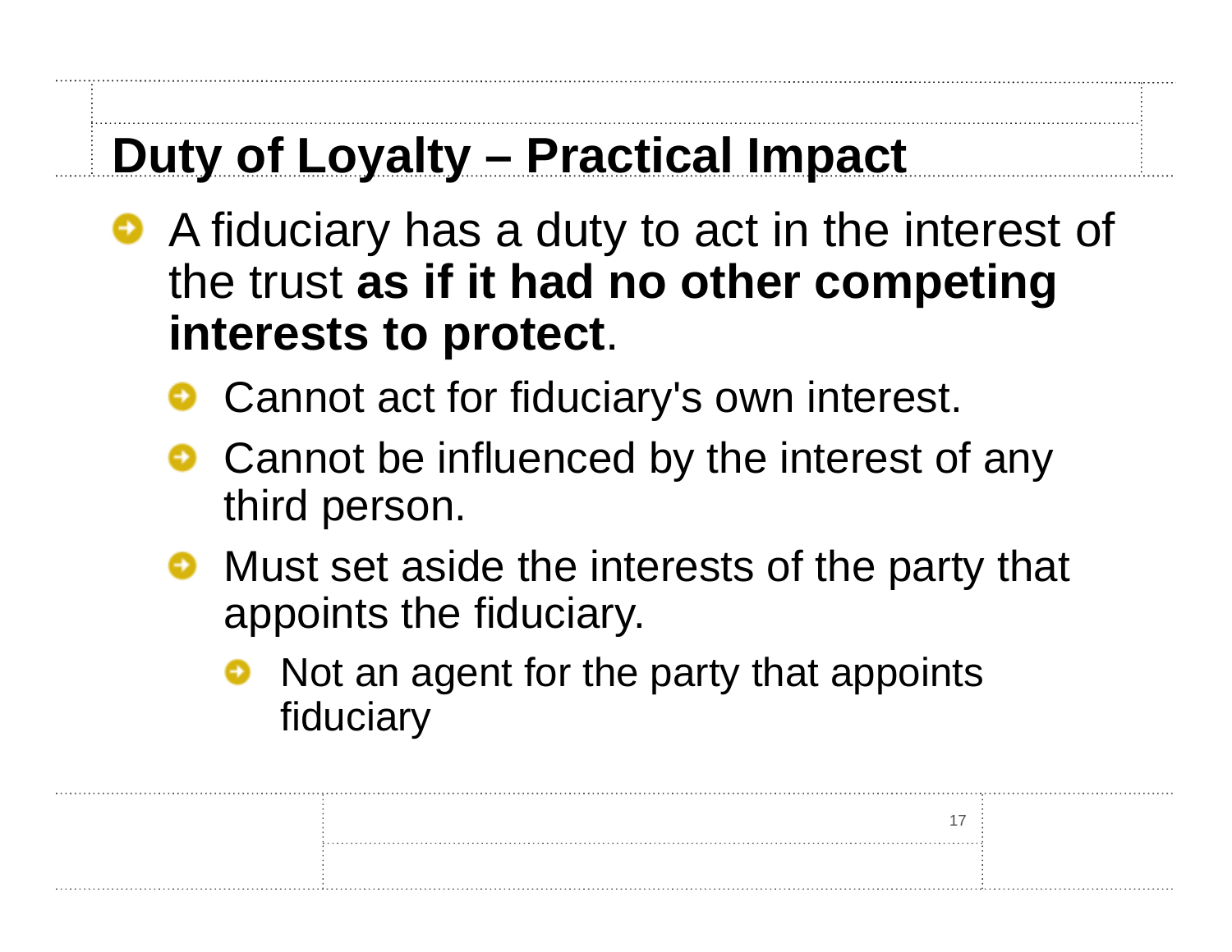# Duty of Loyalty – Practical Impact

- A fiduciary has a duty to act in the interest of the trust **as if it had no other competing interests to protect**.
  - Cannot act for fiduciary's own interest.
  - Cannot be influenced by the interest of any third person.
  - Must set aside the interests of the party that appoints the fiduciary.
    - Not an agent for the party that appoints fiduciary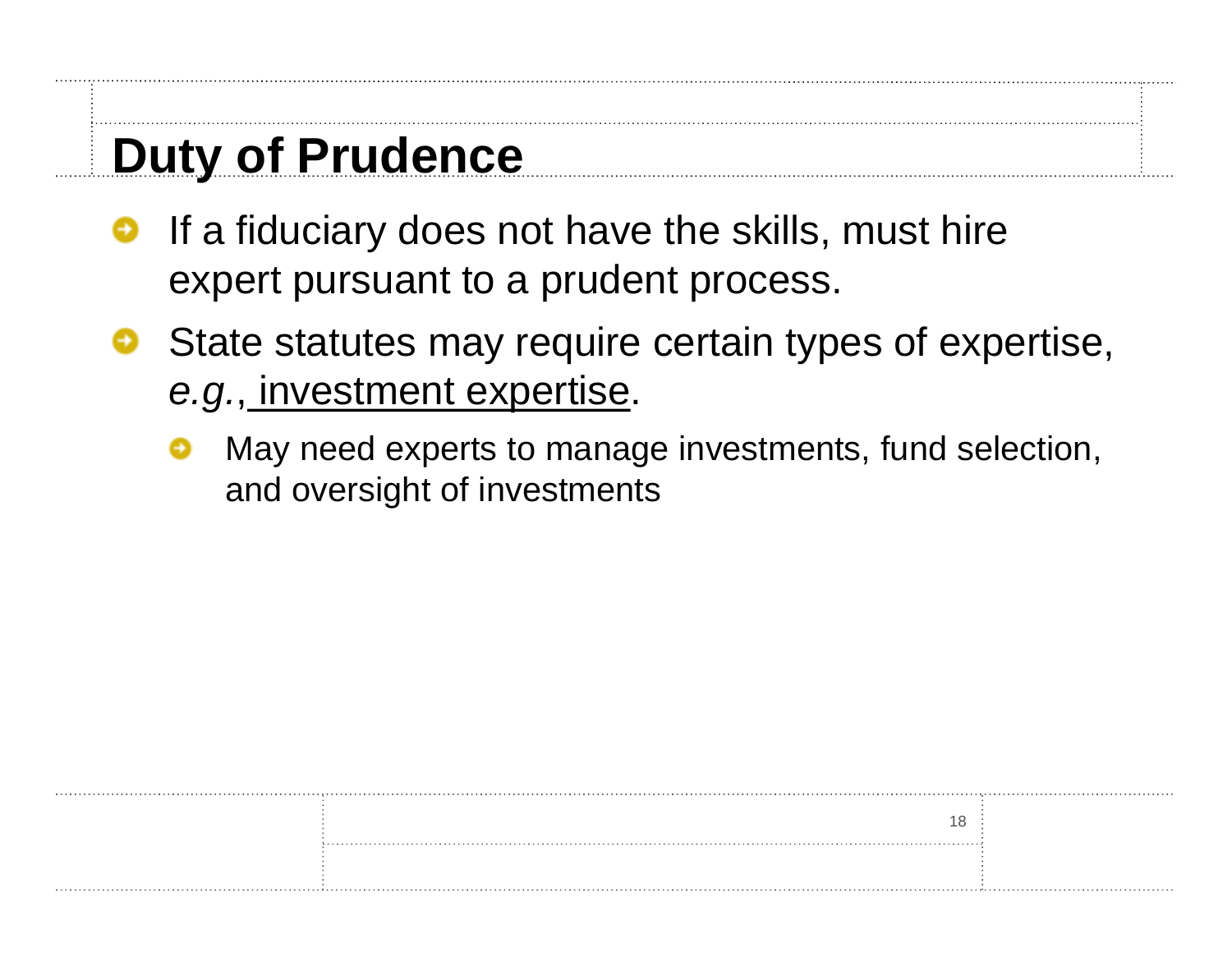# Duty of Prudence

- If a fiduciary does not have the skills, must hire expert pursuant to a prudent process.
- State statutes may require certain types of expertise, *e.g.*, <u>investment expertise</u>.
  - May need experts to manage investments, fund selection, and oversight of investments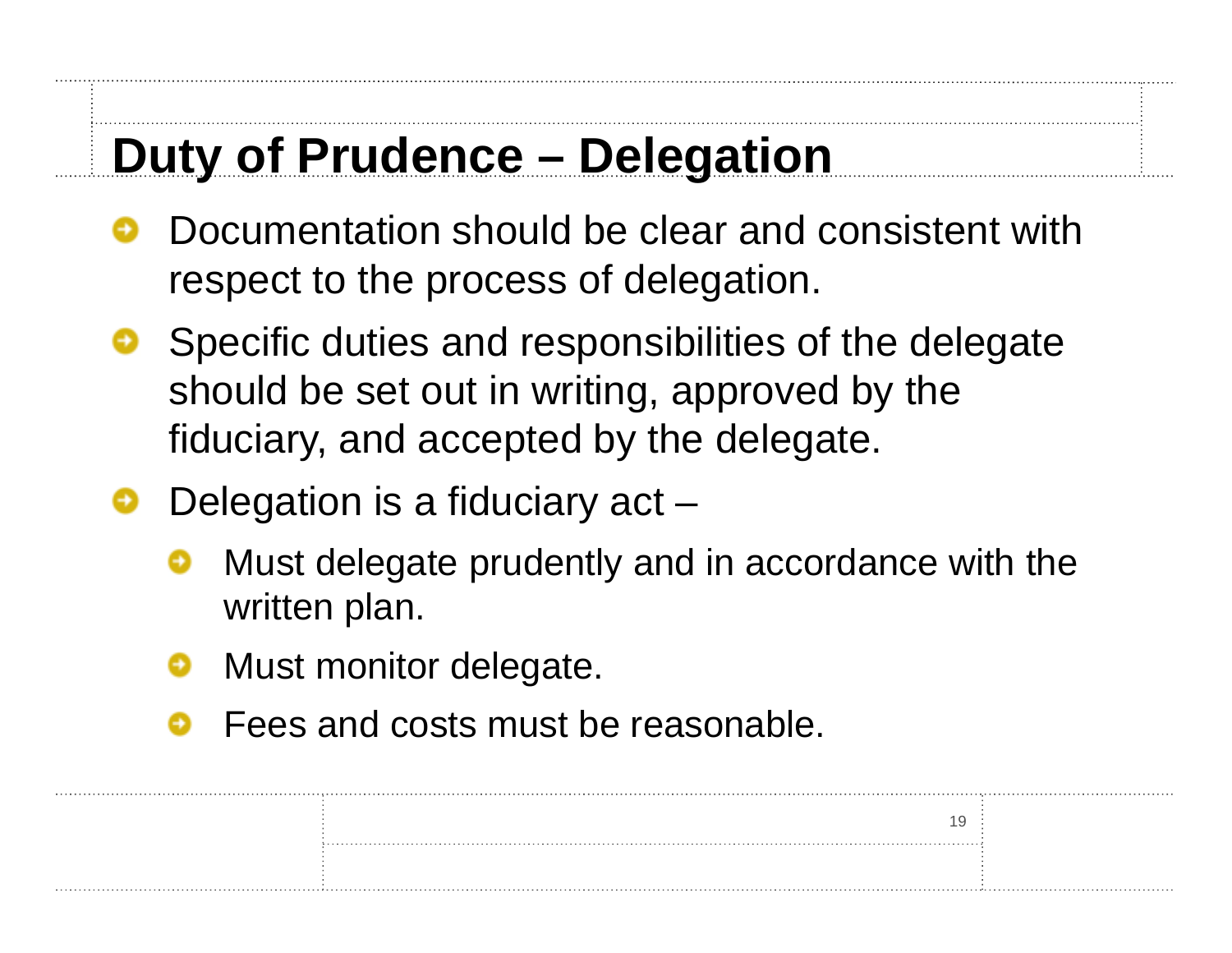# Duty of Prudence – Delegation

- Documentation should be clear and consistent with respect to the process of delegation.
- Specific duties and responsibilities of the delegate should be set out in writing, approved by the fiduciary, and accepted by the delegate.
- Delegation is a fiduciary act –
  - Must delegate prudently and in accordance with the written plan.
  - Must monitor delegate.
  - Fees and costs must be reasonable.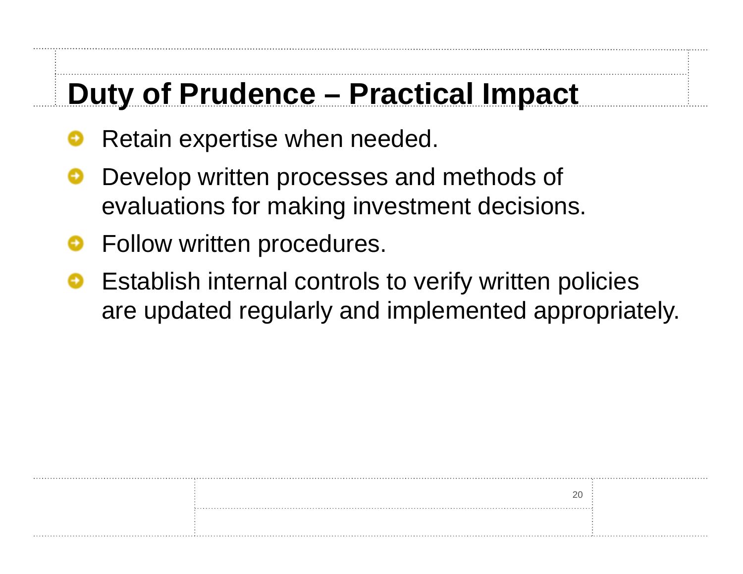# Duty of Prudence – Practical Impact

- Retain expertise when needed.
- Develop written processes and methods of evaluations for making investment decisions.
- Follow written procedures.
- Establish internal controls to verify written policies are updated regularly and implemented appropriately.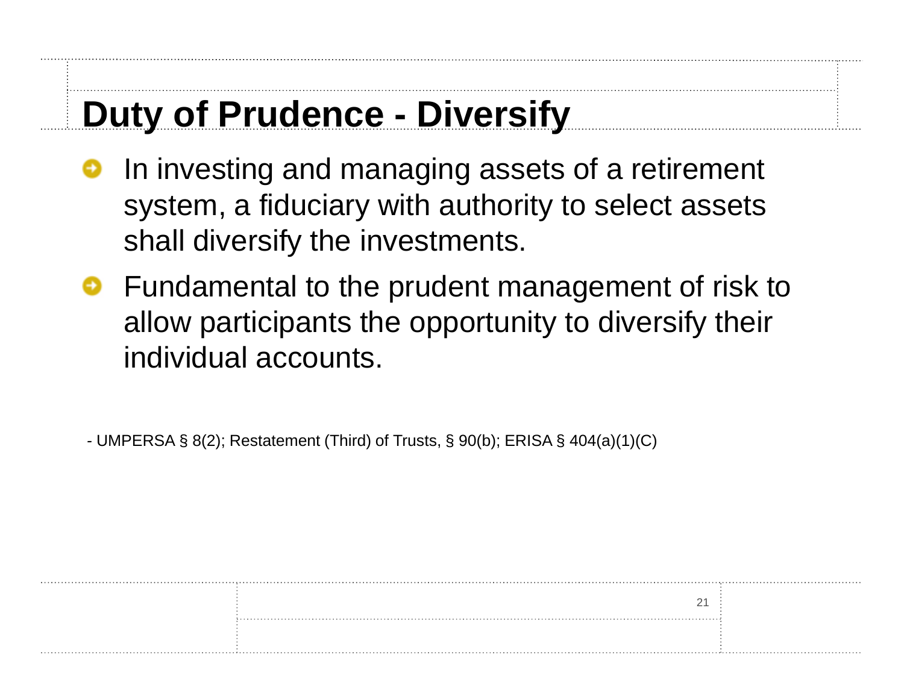# Duty of Prudence - Diversify

- In investing and managing assets of a retirement system, a fiduciary with authority to select assets shall diversify the investments.
- Fundamental to the prudent management of risk to allow participants the opportunity to diversify their individual accounts.

- UMPERSA § 8(2); Restatement (Third) of Trusts, § 90(b); ERISA § 404(a)(1)(C)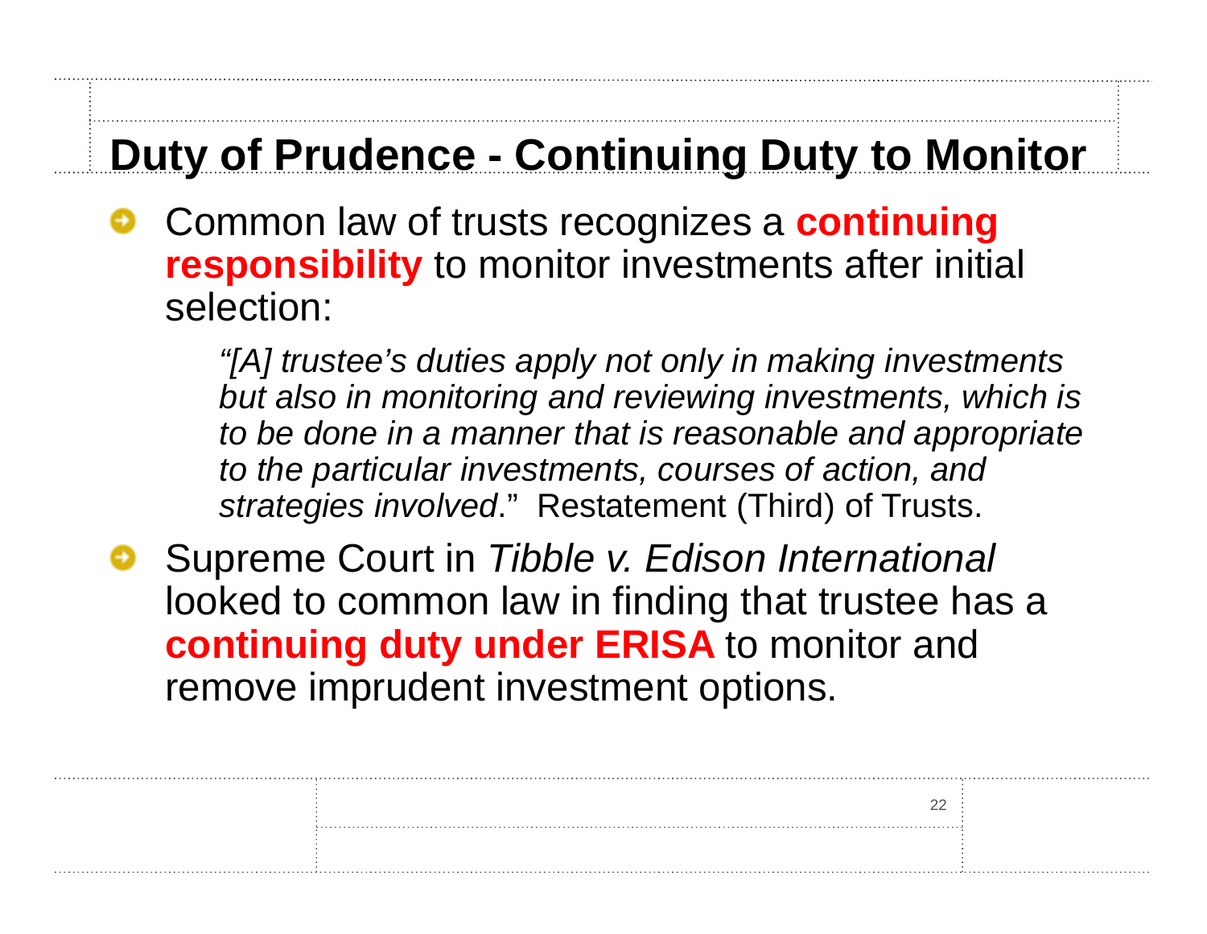# Duty of Prudence - Continuing Duty to Monitor

- Common law of trusts recognizes a **continuing responsibility** to monitor investments after initial selection:

  > *"[A] trustee's duties apply not only in making investments but also in monitoring and reviewing investments, which is to be done in a manner that is reasonable and appropriate to the particular investments, courses of action, and strategies involved*." Restatement (Third) of Trusts.

- Supreme Court in *Tibble v. Edison International* looked to common law in finding that trustee has a **continuing duty under ERISA** to monitor and remove imprudent investment options.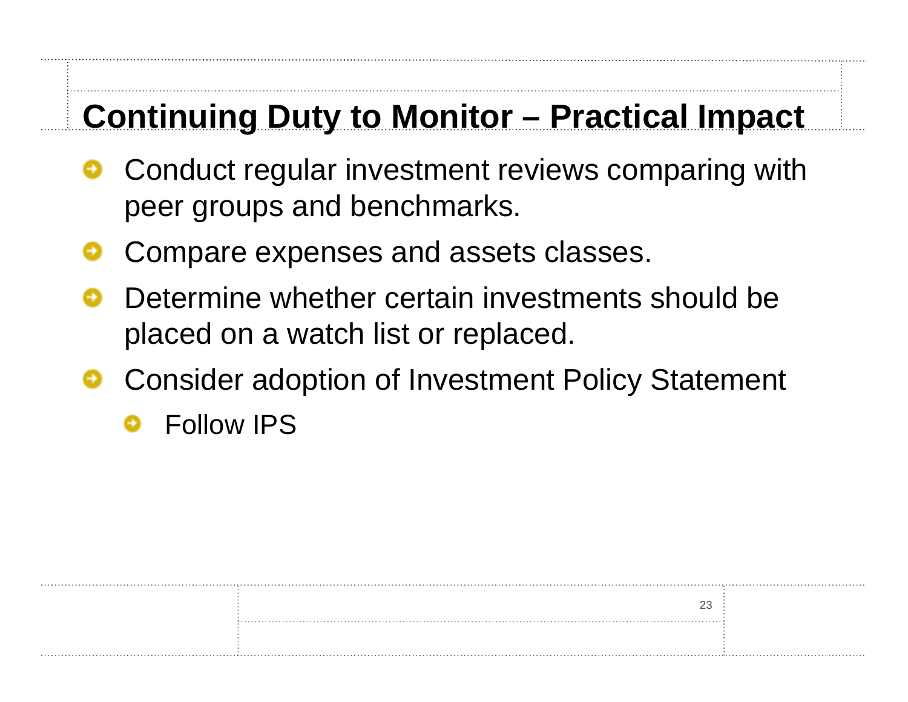# Continuing Duty to Monitor – Practical Impact

- Conduct regular investment reviews comparing with peer groups and benchmarks.
- Compare expenses and assets classes.
- Determine whether certain investments should be placed on a watch list or replaced.
- Consider adoption of Investment Policy Statement
  - Follow IPS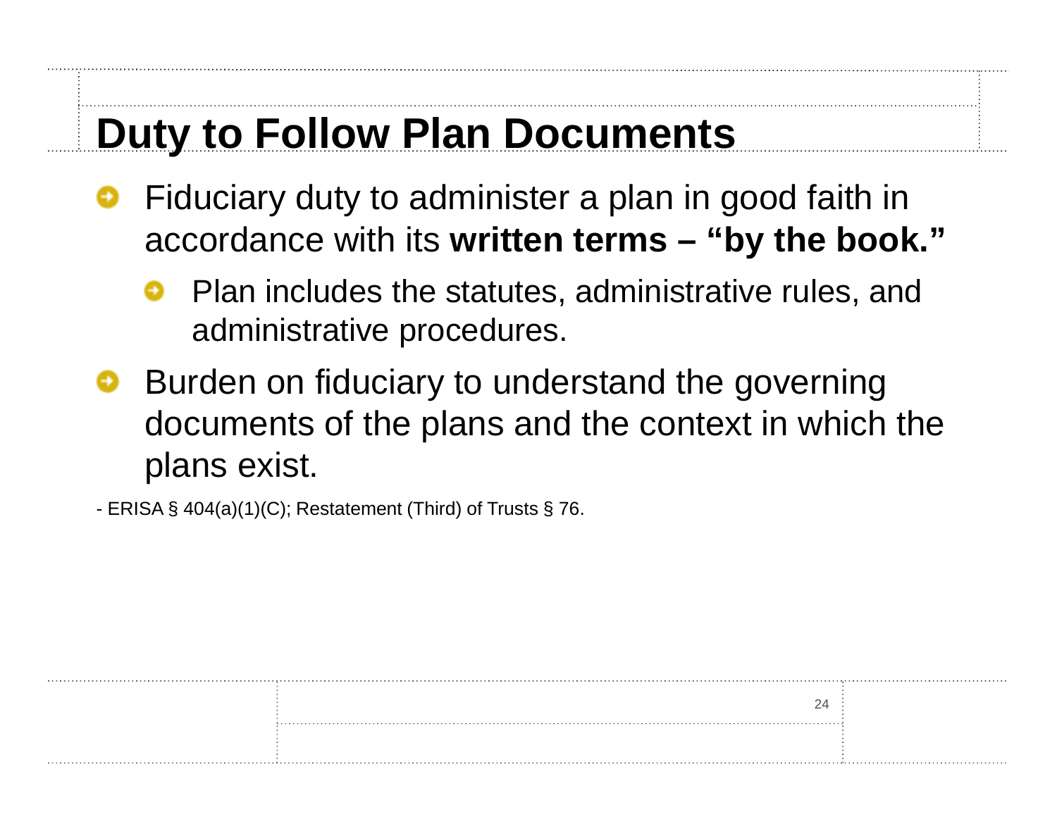# Duty to Follow Plan Documents

- Fiduciary duty to administer a plan in good faith in accordance with its **written terms – "by the book."**
  - Plan includes the statutes, administrative rules, and administrative procedures.
- Burden on fiduciary to understand the governing documents of the plans and the context in which the plans exist.

- ERISA § 404(a)(1)(C); Restatement (Third) of Trusts § 76.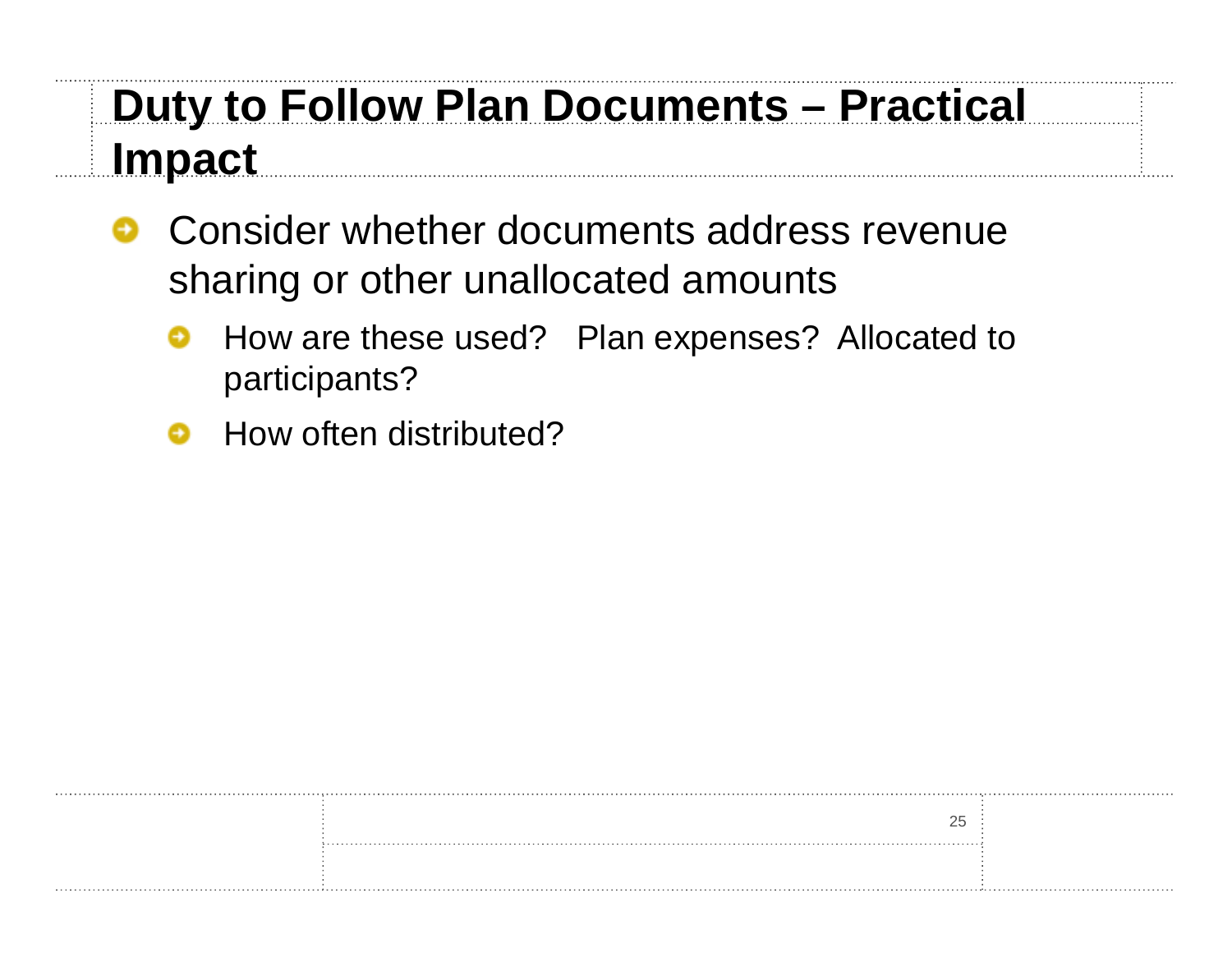# Duty to Follow Plan Documents – Practical Impact

- Consider whether documents address revenue sharing or other unallocated amounts
  - How are these used?   Plan expenses?  Allocated to participants?
  - How often distributed?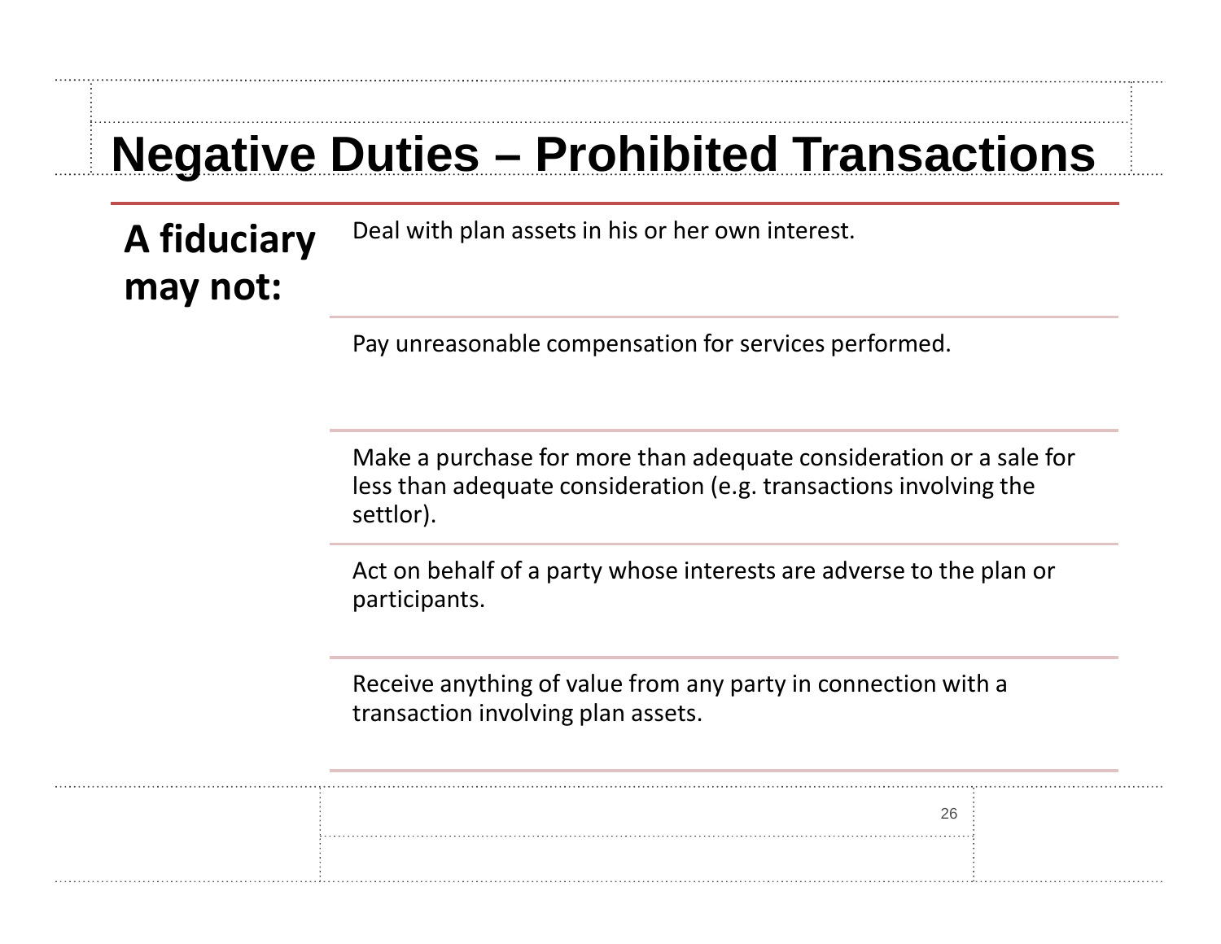# Negative Duties – Prohibited Transactions

**A fiduciary may not:**

- Deal with plan assets in his or her own interest.
- Pay unreasonable compensation for services performed.
- Make a purchase for more than adequate consideration or a sale for less than adequate consideration (e.g. transactions involving the settlor).
- Act on behalf of a party whose interests are adverse to the plan or participants.
- Receive anything of value from any party in connection with a transaction involving plan assets.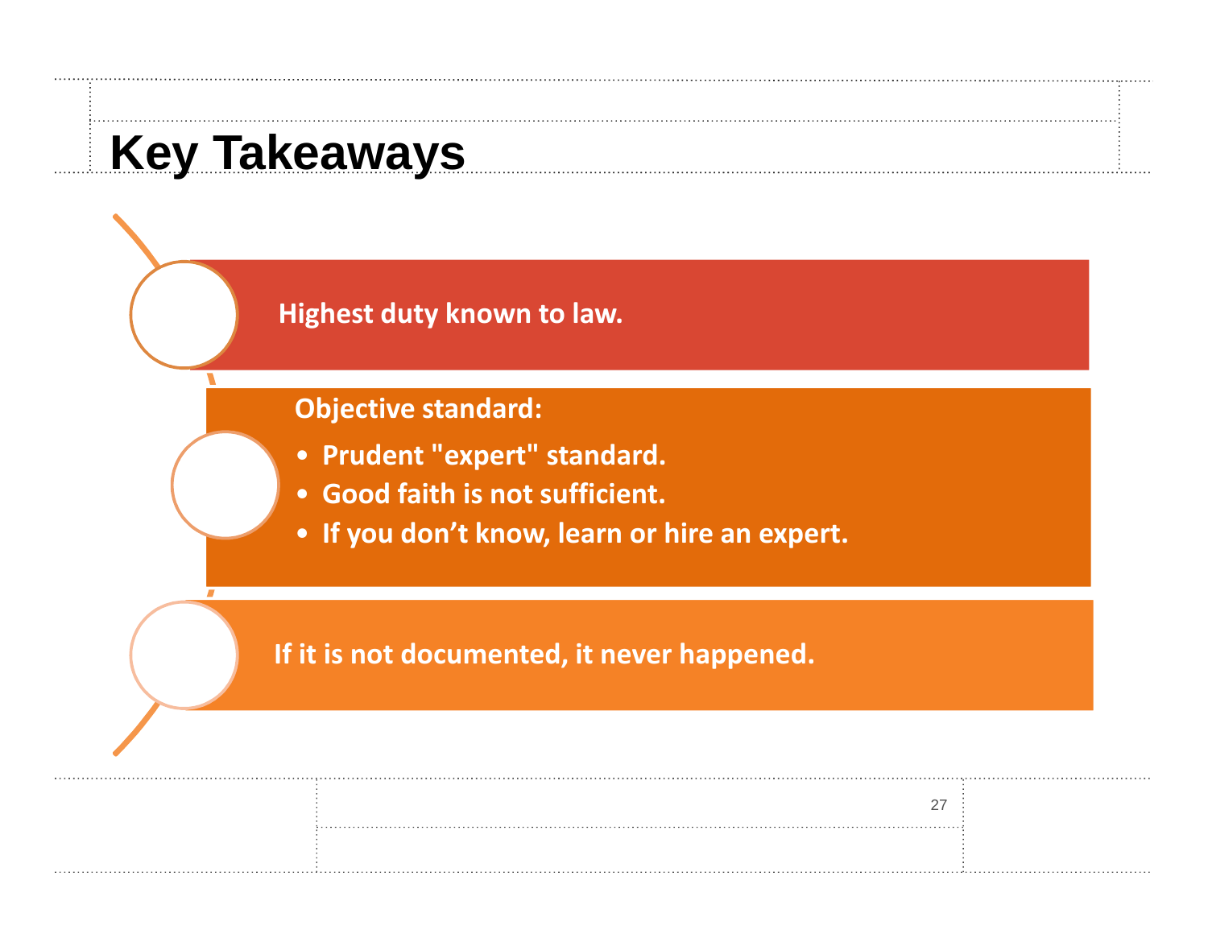# Key Takeaways

**Highest duty known to law.**

**Objective standard:**

- **Prudent "expert" standard.**
- **Good faith is not sufficient.**
- **If you don’t know, learn or hire an expert.**

**If it is not documented, it never happened.**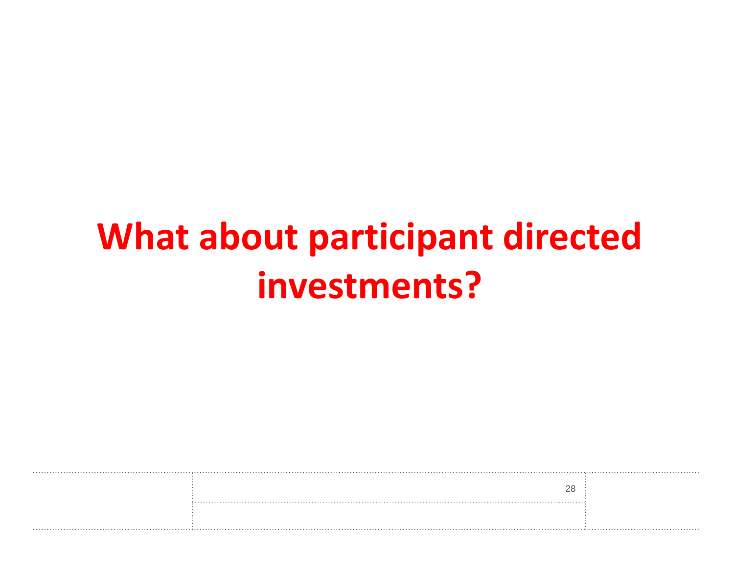# What about participant directed investments?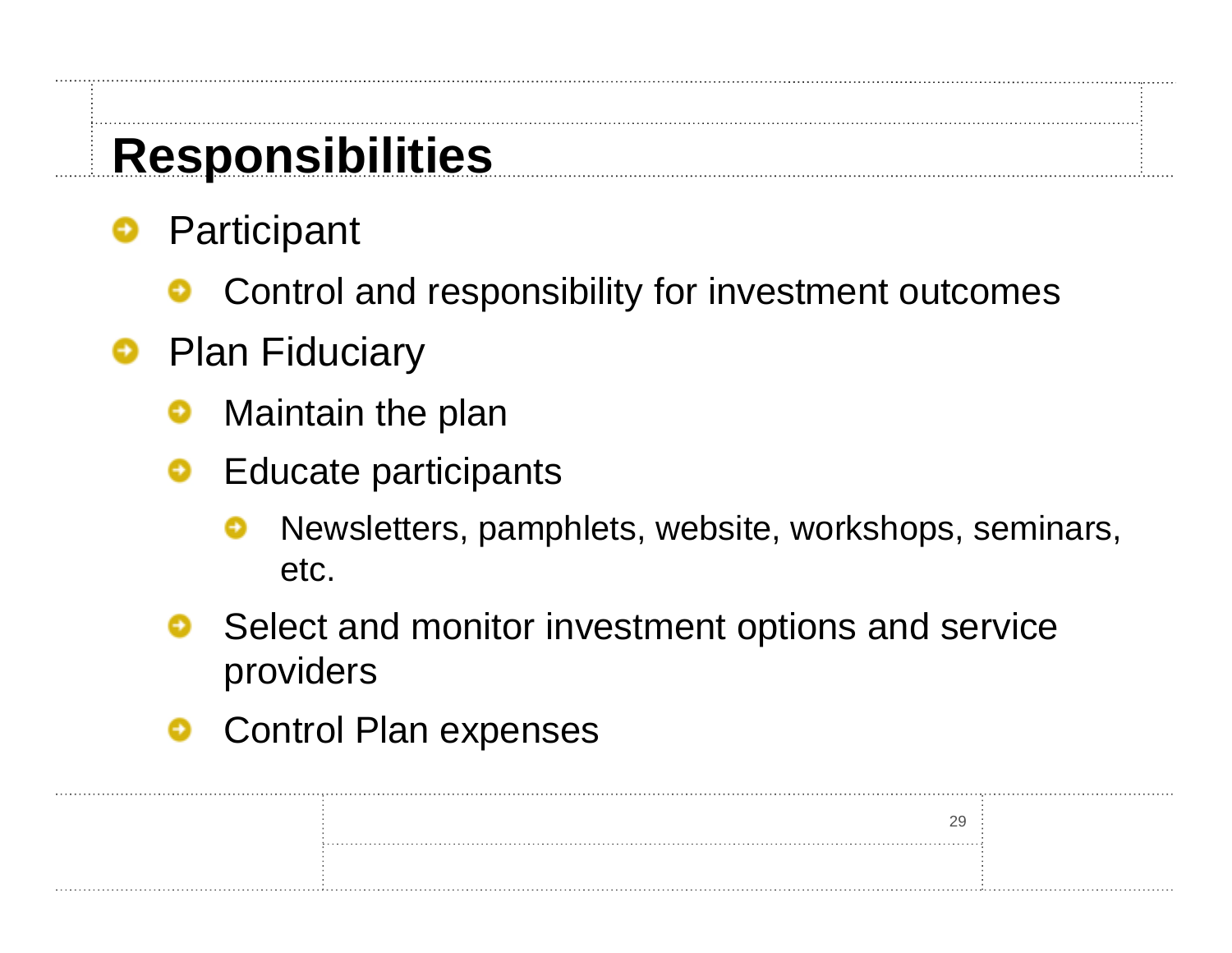# Responsibilities

- Participant
  - Control and responsibility for investment outcomes
- Plan Fiduciary
  - Maintain the plan
  - Educate participants
    - Newsletters, pamphlets, website, workshops, seminars, etc.
  - Select and monitor investment options and service providers
  - Control Plan expenses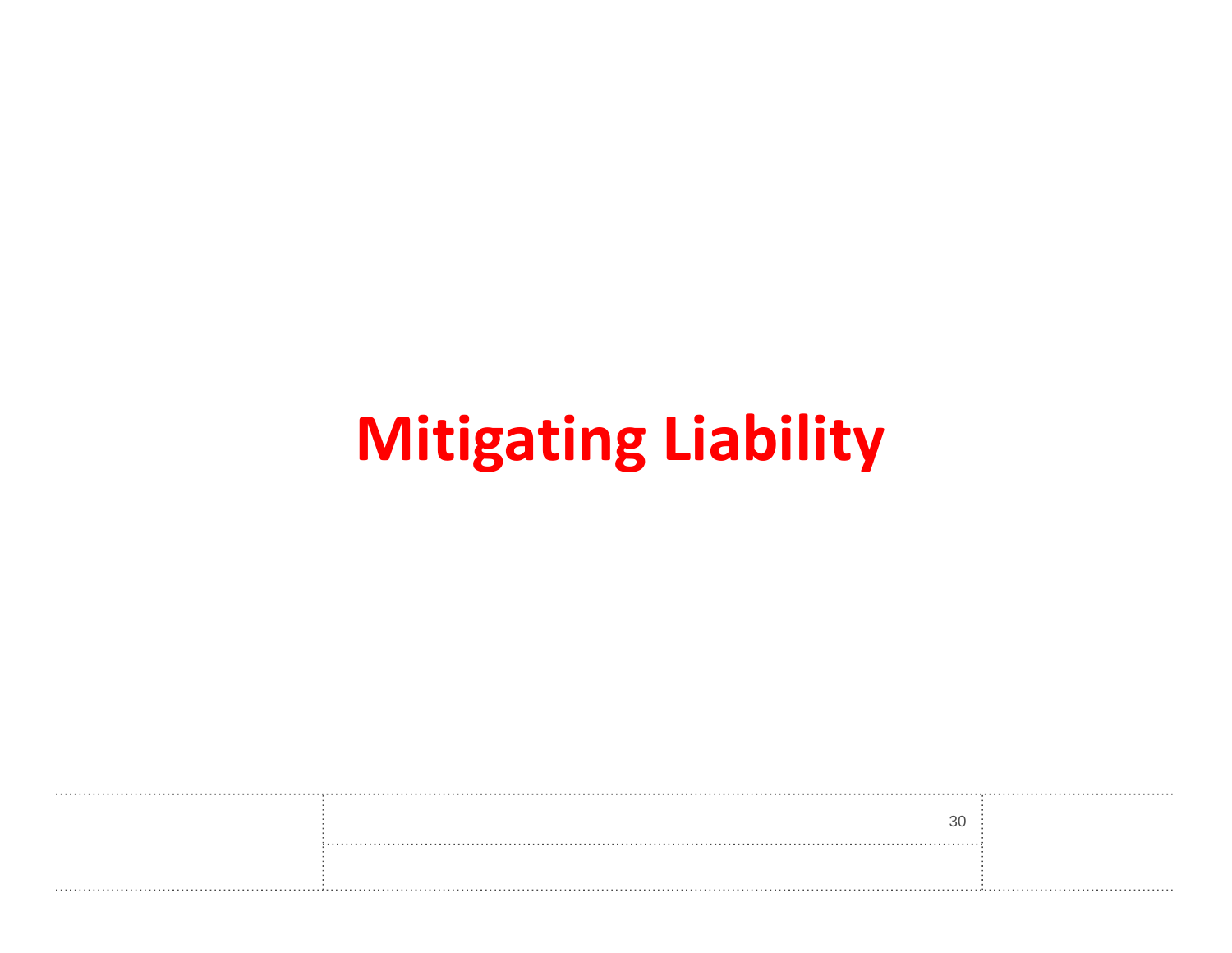# Mitigating Liability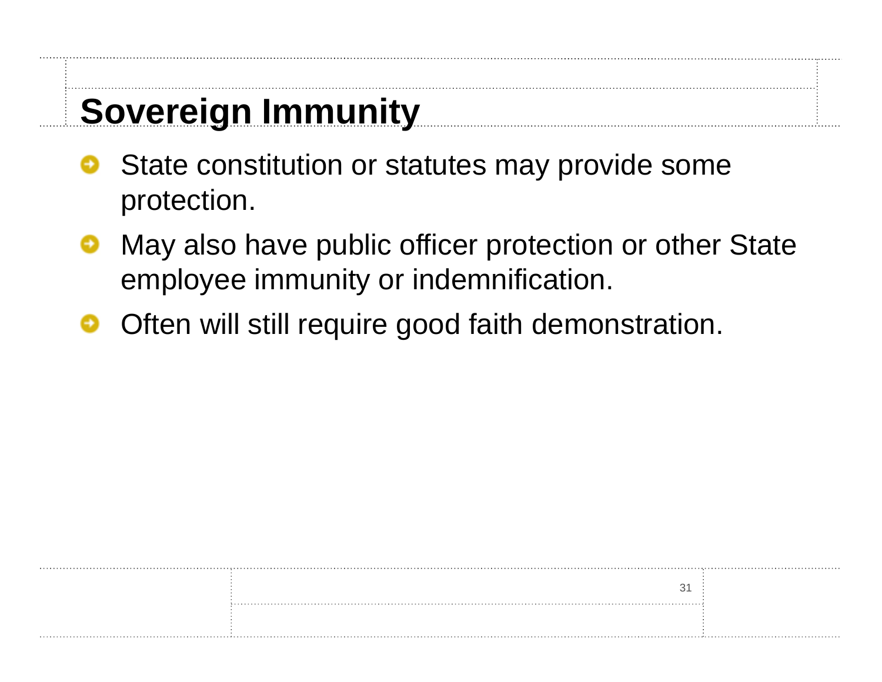# Sovereign Immunity

- State constitution or statutes may provide some protection.
- May also have public officer protection or other State employee immunity or indemnification.
- Often will still require good faith demonstration.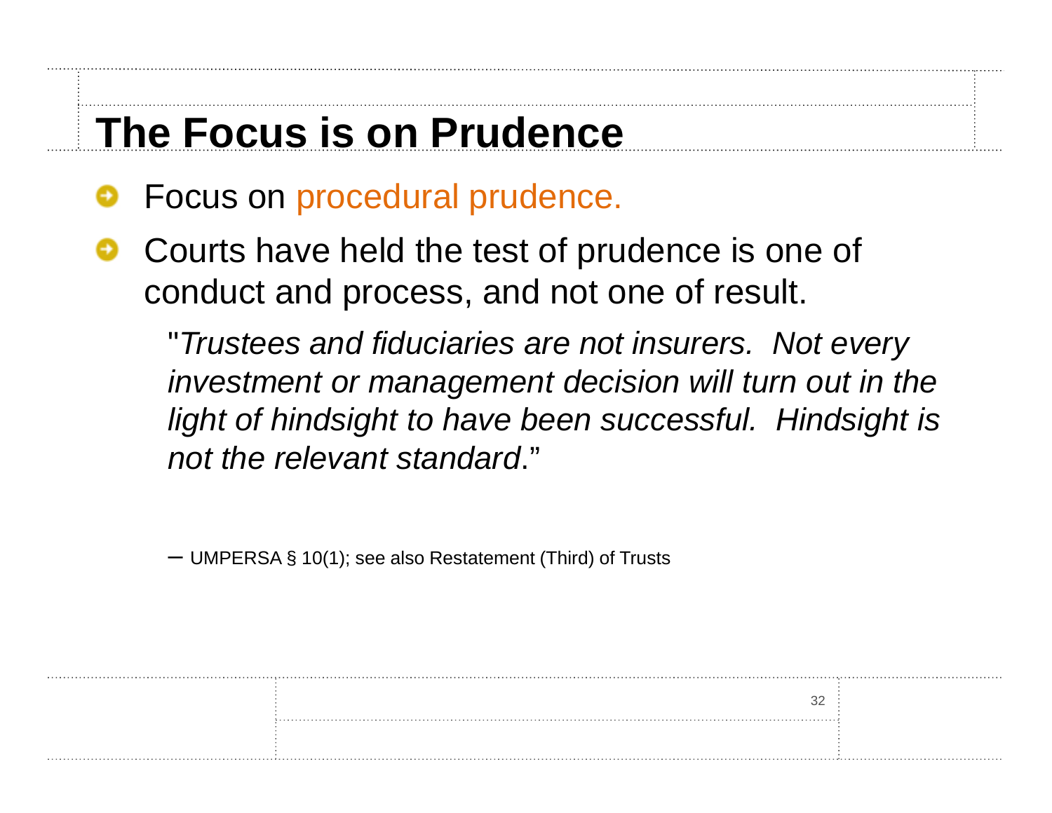# The Focus is on Prudence

- Focus on procedural prudence.
- Courts have held the test of prudence is one of conduct and process, and not one of result.

  "*Trustees and fiduciaries are not insurers. Not every investment or management decision will turn out in the light of hindsight to have been successful. Hindsight is not the relevant standard*."

  – UMPERSA § 10(1); see also Restatement (Third) of Trusts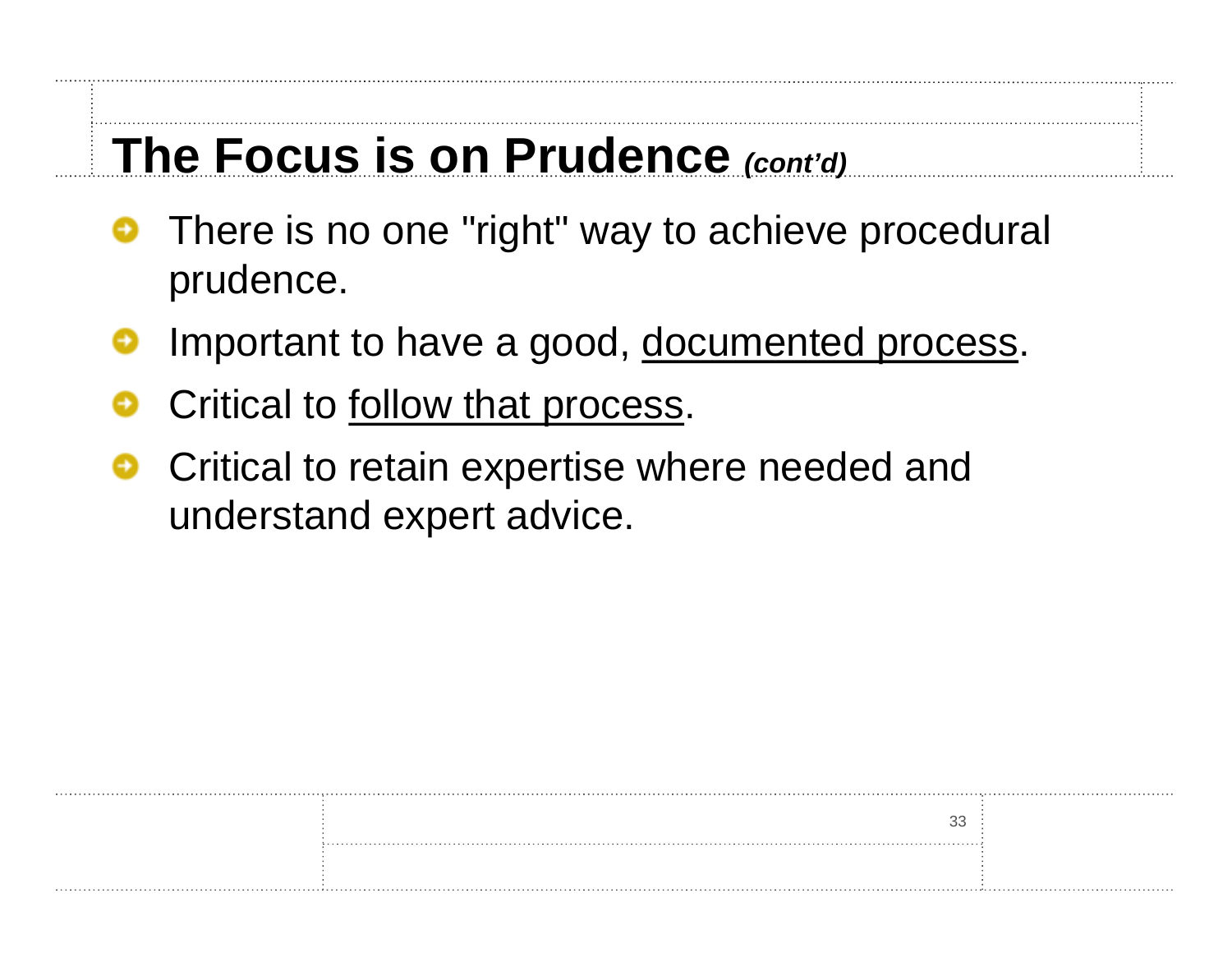# The Focus is on Prudence *(cont'd)*

- There is no one "right" way to achieve procedural prudence.
- Important to have a good, <u>documented process</u>.
- Critical to <u>follow that process</u>.
- Critical to retain expertise where needed and understand expert advice.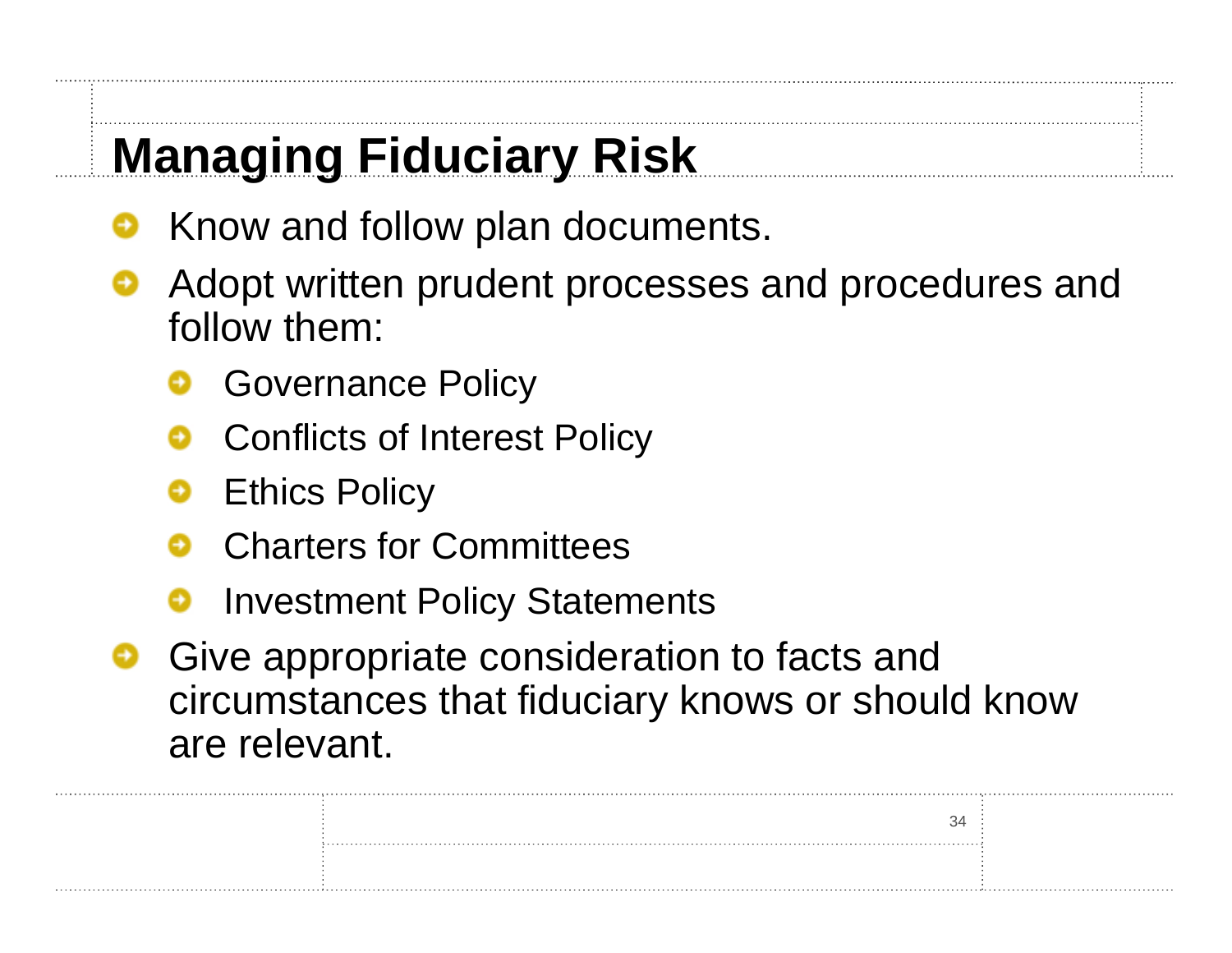# Managing Fiduciary Risk

- Know and follow plan documents.
- Adopt written prudent processes and procedures and follow them:
  - Governance Policy
  - Conflicts of Interest Policy
  - Ethics Policy
  - Charters for Committees
  - Investment Policy Statements
- Give appropriate consideration to facts and circumstances that fiduciary knows or should know are relevant.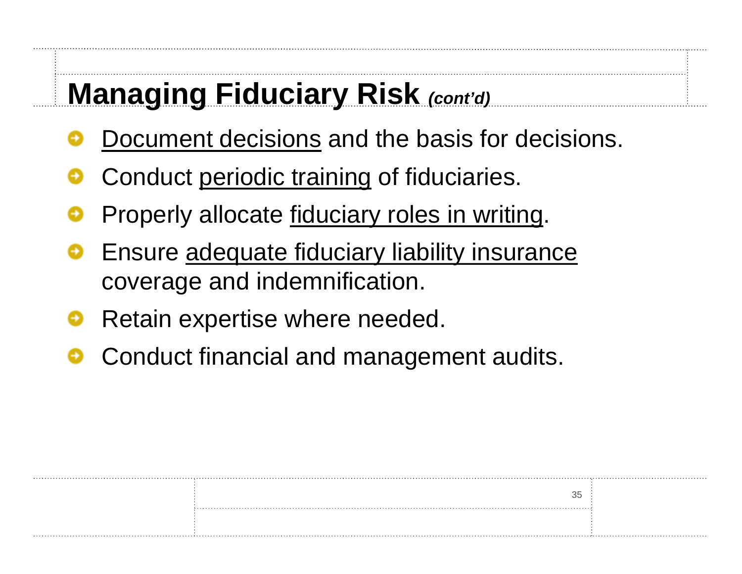# Managing Fiduciary Risk *(cont'd)*

- <u>Document decisions</u> and the basis for decisions.
- Conduct <u>periodic training</u> of fiduciaries.
- Properly allocate <u>fiduciary roles in writing</u>.
- Ensure <u>adequate fiduciary liability insurance</u> coverage and indemnification.
- Retain expertise where needed.
- Conduct financial and management audits.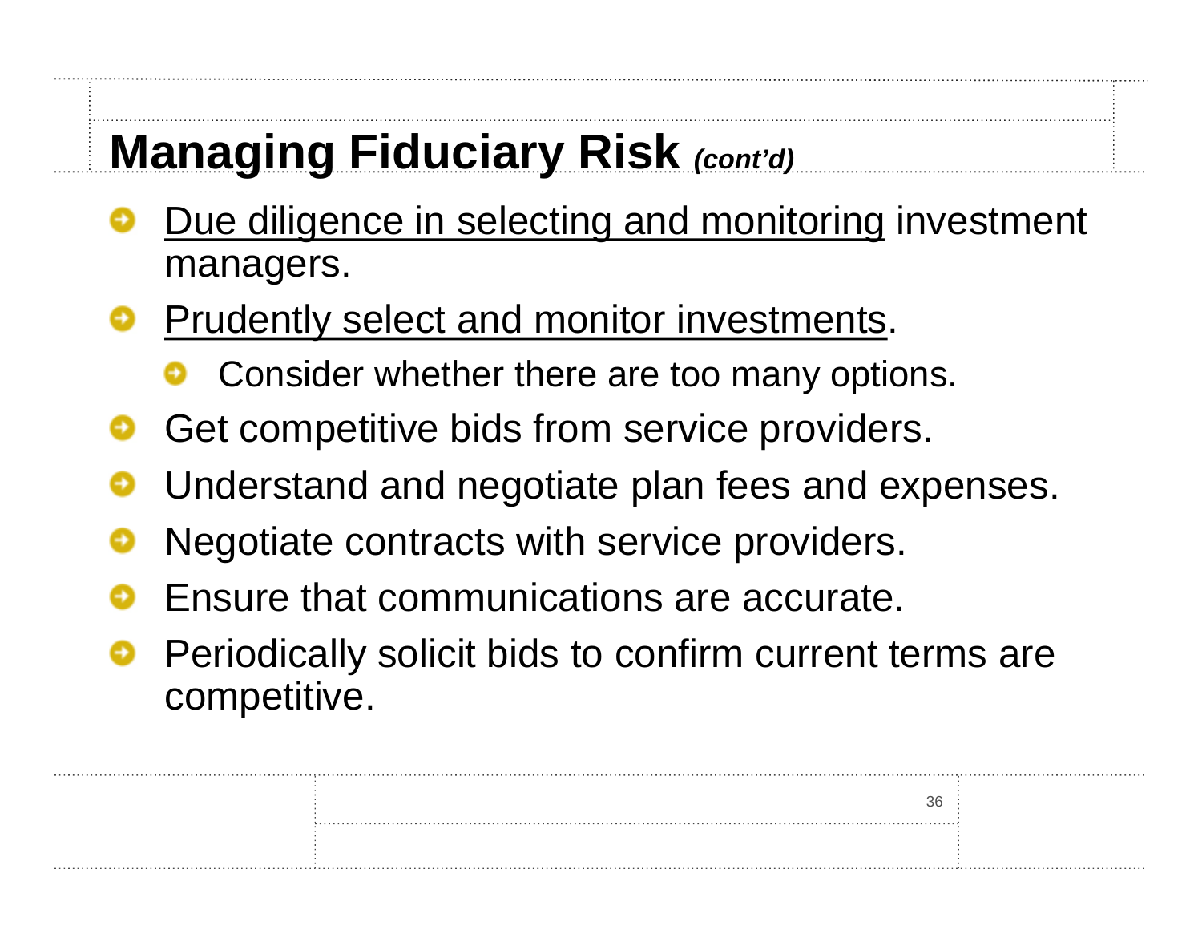# Managing Fiduciary Risk *(cont'd)*

- <u>Due diligence in selecting and monitoring</u> investment managers.
- <u>Prudently select and monitor investments</u>.
  - Consider whether there are too many options.
- Get competitive bids from service providers.
- Understand and negotiate plan fees and expenses.
- Negotiate contracts with service providers.
- Ensure that communications are accurate.
- Periodically solicit bids to confirm current terms are competitive.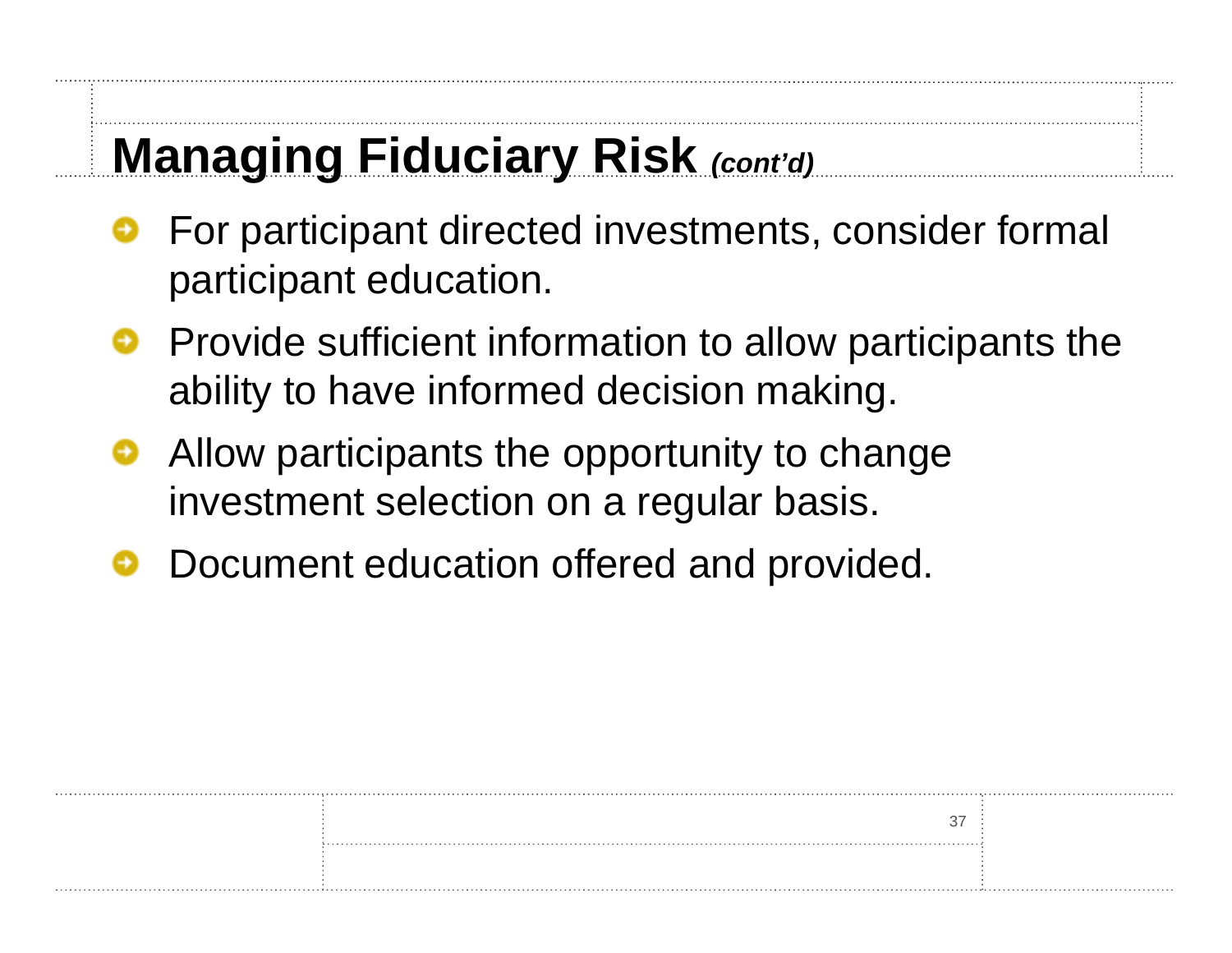# Managing Fiduciary Risk *(cont'd)*

- For participant directed investments, consider formal participant education.
- Provide sufficient information to allow participants the ability to have informed decision making.
- Allow participants the opportunity to change investment selection on a regular basis.
- Document education offered and provided.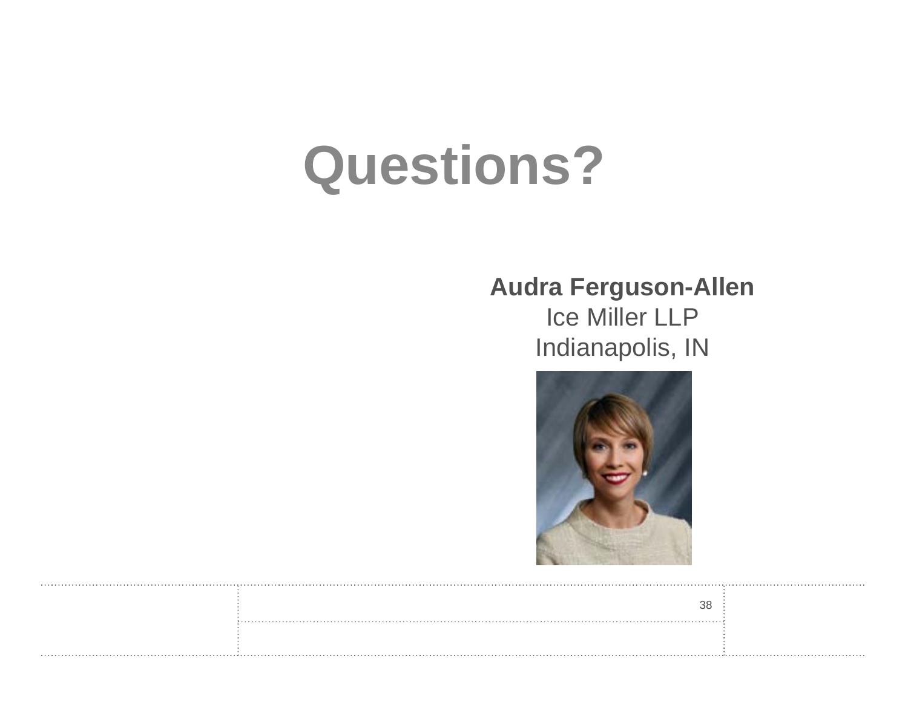# Questions?

**Audra Ferguson-Allen**
Ice Miller LLP
Indianapolis, IN